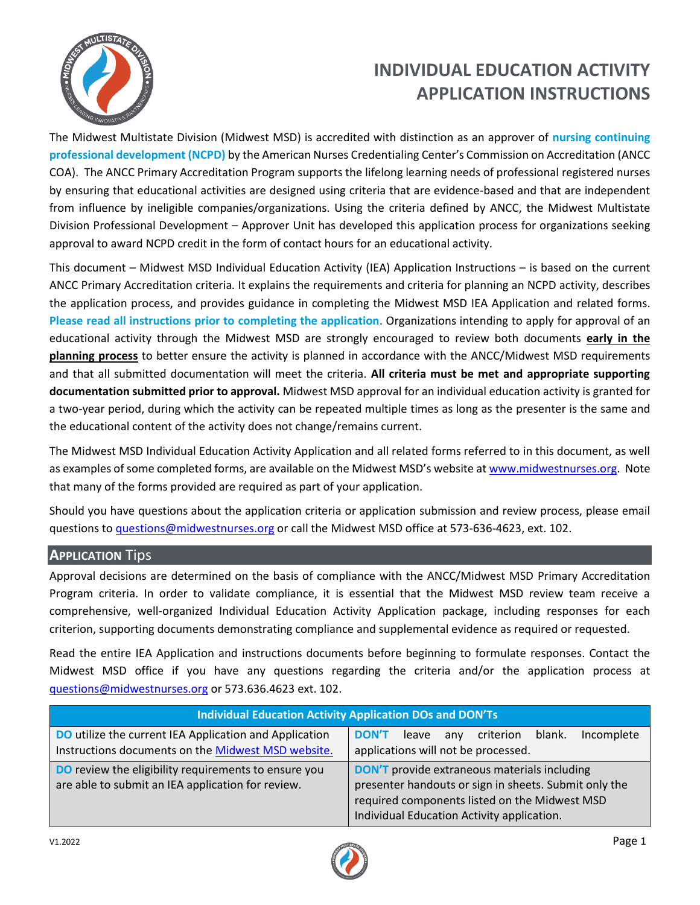# INDIVIDUAL EDUCATION ACTIVITY APPLICATION INSTRUCTIONS

The Midwest Multistate Division (Midwest MSD) is accredited with distinction as an approver of **nursing continuing professional development (NCPD)** by the American Nurses Credentialing Center's Commission on Accreditation (ANCC COA). The ANCC Primary Accreditation Program supports the lifelong learning needs of professional registered nurses by ensuring that educational activities are designed using criteria that are evidence-based and that are independent from influence by ineligible companies/organizations. Using the criteria defined by ANCC, the Midwest Multistate Division Professional Development – Approver Unit has developed this application process for organizations seeking approval to award NCPD credit in the form of contact hours for an educational activity.

This document – Midwest MSD Individual Education Activity (IEA) Application Instructions – is based on the current ANCC Primary Accreditation criteria. It explains the requirements and criteria for planning an NCPD activity, describes the application process, and provides guidance in completing the Midwest MSD IEA Application and related forms. **Please read all instructions prior to completing the application**. Organizations intending to apply for approval of an educational activity through the Midwest MSD are strongly encouraged to review both documents **early in the planning process** to better ensure the activity is planned in accordance with the ANCC/Midwest MSD requirements and that all submitted documentation will meet the criteria. **All criteria must be met and appropriate supporting documentation submitted prior to approval.** Midwest MSD approval for an individual education activity is granted for a two-year period, during which the activity can be repeated multiple times as long as the presenter is the same and the educational content of the activity does not change/remains current.

The Midwest MSD Individual Education Activity Application and all related forms referred to in this document, as well as examples of some completed forms, are available on the Midwest MSD's website at www.midwestnurses.org. Note that many of the forms provided are required as part of your application.

Should you have questions about the application criteria or application submission and review process, please email questions to questions@midwestnurses.org or call the Midwest MSD office at 573-636-4623, ext. 102.

## APPLICATION Tips

Approval decisions are determined on the basis of compliance with the ANCC/Midwest MSD Primary Accreditation Program criteria. In order to validate compliance, it is essential that the Midwest MSD review team receive a comprehensive, well-organized Individual Education Activity Application package, including responses for each criterion, supporting documents demonstrating compliance and supplemental evidence as required or requested.

Read the entire IEA Application and instructions documents before beginning to formulate responses. Contact the Midwest MSD office if you have any questions regarding the criteria and/or the application process at questions@midwestnurses.org or 573.636.4623 ext. 102.

| Individual Education Activity Application DOs and DON'Ts | |
|---|---|
| **DO** utilize the current IEA Application and Application Instructions documents on the Midwest MSD website. | **DON'T** leave any criterion blank. Incomplete applications will not be processed. |
| **DO** review the eligibility requirements to ensure you are able to submit an IEA application for review. | **DON'T** provide extraneous materials including presenter handouts or sign in sheets. Submit only the required components listed on the Midwest MSD Individual Education Activity application. |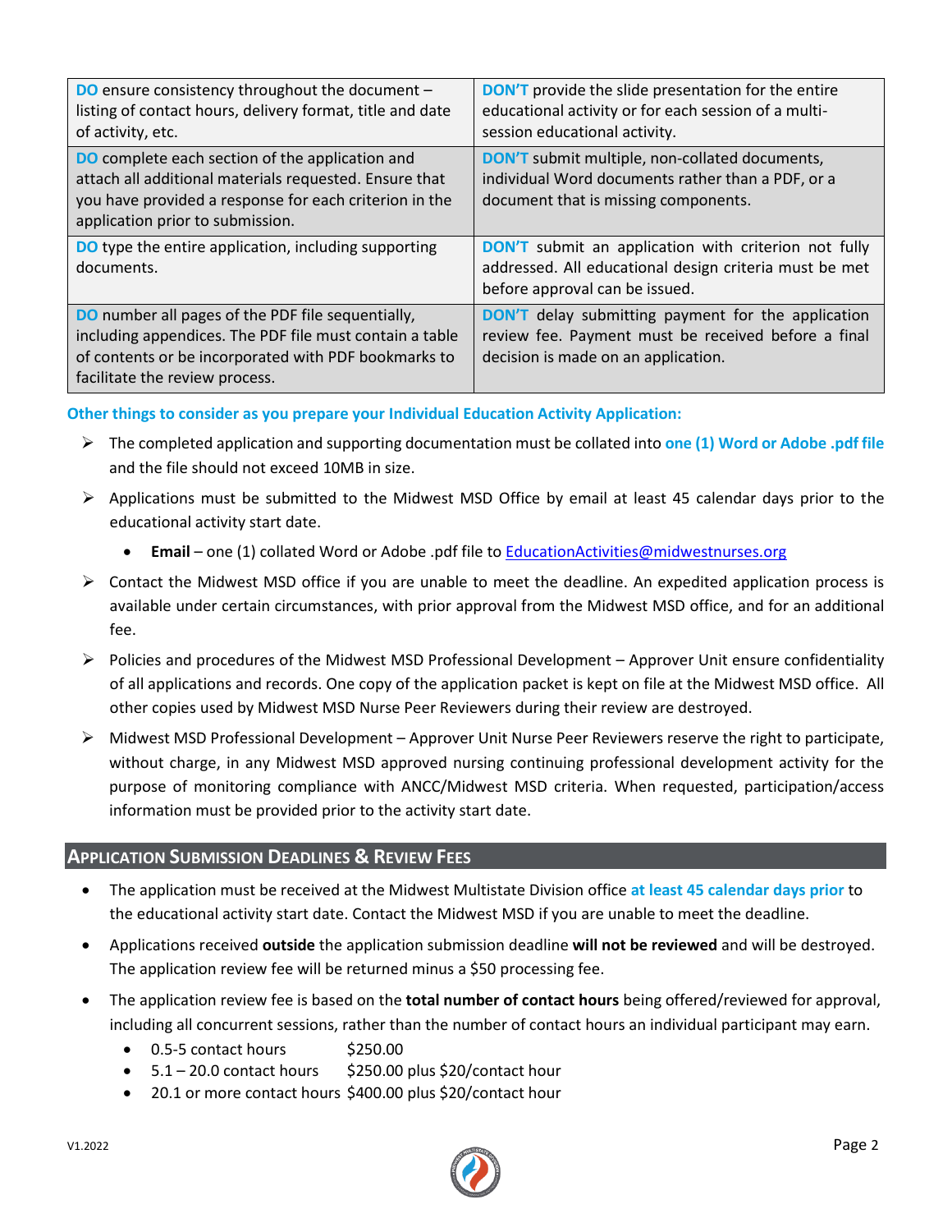| | |
|---|---|
| **DO** ensure consistency throughout the document – listing of contact hours, delivery format, title and date of activity, etc. | **DON'T** provide the slide presentation for the entire educational activity or for each session of a multi-session educational activity. |
| **DO** complete each section of the application and attach all additional materials requested. Ensure that you have provided a response for each criterion in the application prior to submission. | **DON'T** submit multiple, non-collated documents, individual Word documents rather than a PDF, or a document that is missing components. |
| **DO** type the entire application, including supporting documents. | **DON'T** submit an application with criterion not fully addressed. All educational design criteria must be met before approval can be issued. |
| **DO** number all pages of the PDF file sequentially, including appendices. The PDF file must contain a table of contents or be incorporated with PDF bookmarks to facilitate the review process. | **DON'T** delay submitting payment for the application review fee. Payment must be received before a final decision is made on an application. |

**Other things to consider as you prepare your Individual Education Activity Application:**

- The completed application and supporting documentation must be collated into **one (1) Word or Adobe .pdf file** and the file should not exceed 10MB in size.
- Applications must be submitted to the Midwest MSD Office by email at least 45 calendar days prior to the educational activity start date.
  - **Email** – one (1) collated Word or Adobe .pdf file to EducationActivities@midwestnurses.org
- Contact the Midwest MSD office if you are unable to meet the deadline. An expedited application process is available under certain circumstances, with prior approval from the Midwest MSD office, and for an additional fee.
- Policies and procedures of the Midwest MSD Professional Development – Approver Unit ensure confidentiality of all applications and records. One copy of the application packet is kept on file at the Midwest MSD office. All other copies used by Midwest MSD Nurse Peer Reviewers during their review are destroyed.
- Midwest MSD Professional Development – Approver Unit Nurse Peer Reviewers reserve the right to participate, without charge, in any Midwest MSD approved nursing continuing professional development activity for the purpose of monitoring compliance with ANCC/Midwest MSD criteria. When requested, participation/access information must be provided prior to the activity start date.

## Application Submission Deadlines & Review Fees

- The application must be received at the Midwest Multistate Division office **at least 45 calendar days prior** to the educational activity start date. Contact the Midwest MSD if you are unable to meet the deadline.
- Applications received **outside** the application submission deadline **will not be reviewed** and will be destroyed. The application review fee will be returned minus a $50 processing fee.
- The application review fee is based on the **total number of contact hours** being offered/reviewed for approval, including all concurrent sessions, rather than the number of contact hours an individual participant may earn.
  - 0.5-5 contact hours $250.00
  - 5.1 – 20.0 contact hours $250.00 plus $20/contact hour
  - 20.1 or more contact hours $400.00 plus $20/contact hour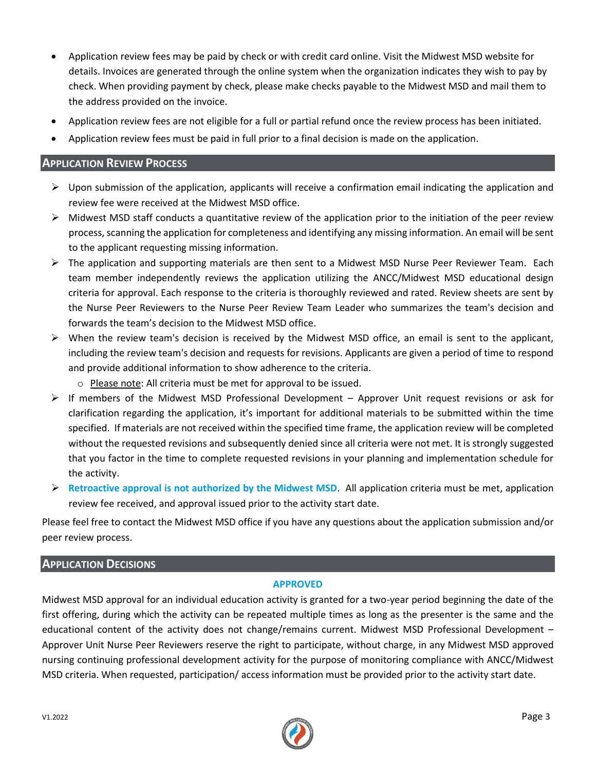- Application review fees may be paid by check or with credit card online. Visit the Midwest MSD website for details. Invoices are generated through the online system when the organization indicates they wish to pay by check. When providing payment by check, please make checks payable to the Midwest MSD and mail them to the address provided on the invoice.
- Application review fees are not eligible for a full or partial refund once the review process has been initiated.
- Application review fees must be paid in full prior to a final decision is made on the application.

## Application Review Process

- Upon submission of the application, applicants will receive a confirmation email indicating the application and review fee were received at the Midwest MSD office.
- Midwest MSD staff conducts a quantitative review of the application prior to the initiation of the peer review process, scanning the application for completeness and identifying any missing information. An email will be sent to the applicant requesting missing information.
- The application and supporting materials are then sent to a Midwest MSD Nurse Peer Reviewer Team. Each team member independently reviews the application utilizing the ANCC/Midwest MSD educational design criteria for approval. Each response to the criteria is thoroughly reviewed and rated. Review sheets are sent by the Nurse Peer Reviewers to the Nurse Peer Review Team Leader who summarizes the team's decision and forwards the team's decision to the Midwest MSD office.
- When the review team's decision is received by the Midwest MSD office, an email is sent to the applicant, including the review team's decision and requests for revisions. Applicants are given a period of time to respond and provide additional information to show adherence to the criteria.
    - Please note: All criteria must be met for approval to be issued.
- If members of the Midwest MSD Professional Development – Approver Unit request revisions or ask for clarification regarding the application, it's important for additional materials to be submitted within the time specified. If materials are not received within the specified time frame, the application review will be completed without the requested revisions and subsequently denied since all criteria were not met. It is strongly suggested that you factor in the time to complete requested revisions in your planning and implementation schedule for the activity.
- **Retroactive approval is not authorized by the Midwest MSD**. All application criteria must be met, application review fee received, and approval issued prior to the activity start date.

Please feel free to contact the Midwest MSD office if you have any questions about the application submission and/or peer review process.

## Application Decisions

### APPROVED

Midwest MSD approval for an individual education activity is granted for a two-year period beginning the date of the first offering, during which the activity can be repeated multiple times as long as the presenter is the same and the educational content of the activity does not change/remains current. Midwest MSD Professional Development – Approver Unit Nurse Peer Reviewers reserve the right to participate, without charge, in any Midwest MSD approved nursing continuing professional development activity for the purpose of monitoring compliance with ANCC/Midwest MSD criteria. When requested, participation/ access information must be provided prior to the activity start date.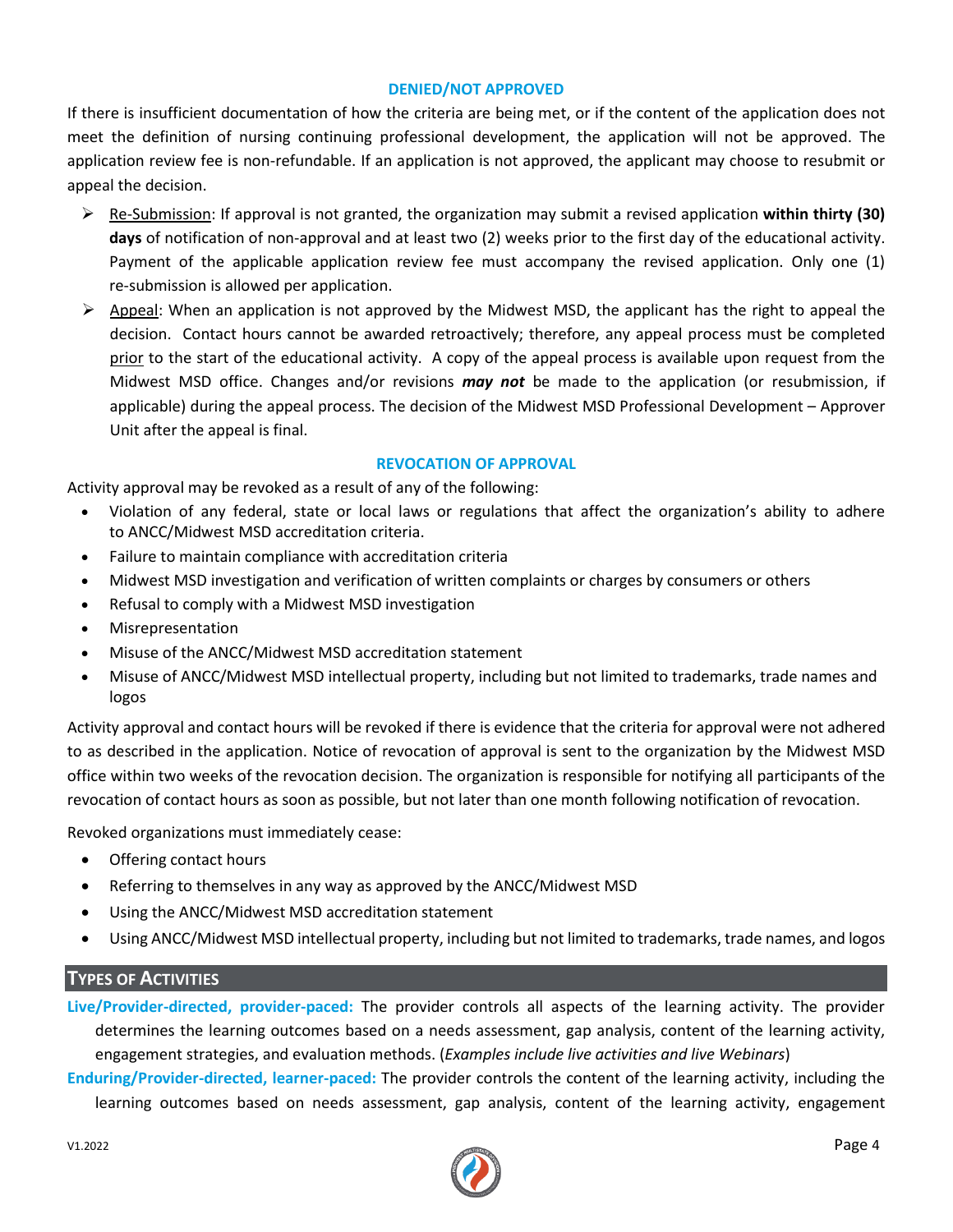### DENIED/NOT APPROVED

If there is insufficient documentation of how the criteria are being met, or if the content of the application does not meet the definition of nursing continuing professional development, the application will not be approved. The application review fee is non-refundable. If an application is not approved, the applicant may choose to resubmit or appeal the decision.

- Re-Submission: If approval is not granted, the organization may submit a revised application **within thirty (30) days** of notification of non-approval and at least two (2) weeks prior to the first day of the educational activity. Payment of the applicable application review fee must accompany the revised application. Only one (1) re-submission is allowed per application.
- Appeal: When an application is not approved by the Midwest MSD, the applicant has the right to appeal the decision. Contact hours cannot be awarded retroactively; therefore, any appeal process must be completed prior to the start of the educational activity. A copy of the appeal process is available upon request from the Midwest MSD office. Changes and/or revisions ***may not*** be made to the application (or resubmission, if applicable) during the appeal process. The decision of the Midwest MSD Professional Development – Approver Unit after the appeal is final.

### REVOCATION OF APPROVAL

Activity approval may be revoked as a result of any of the following:

- Violation of any federal, state or local laws or regulations that affect the organization's ability to adhere to ANCC/Midwest MSD accreditation criteria.
- Failure to maintain compliance with accreditation criteria
- Midwest MSD investigation and verification of written complaints or charges by consumers or others
- Refusal to comply with a Midwest MSD investigation
- Misrepresentation
- Misuse of the ANCC/Midwest MSD accreditation statement
- Misuse of ANCC/Midwest MSD intellectual property, including but not limited to trademarks, trade names and logos

Activity approval and contact hours will be revoked if there is evidence that the criteria for approval were not adhered to as described in the application. Notice of revocation of approval is sent to the organization by the Midwest MSD office within two weeks of the revocation decision. The organization is responsible for notifying all participants of the revocation of contact hours as soon as possible, but not later than one month following notification of revocation.

Revoked organizations must immediately cease:

- Offering contact hours
- Referring to themselves in any way as approved by the ANCC/Midwest MSD
- Using the ANCC/Midwest MSD accreditation statement
- Using ANCC/Midwest MSD intellectual property, including but not limited to trademarks, trade names, and logos

## TYPES OF ACTIVITIES

**Live/Provider-directed, provider-paced:** The provider controls all aspects of the learning activity. The provider determines the learning outcomes based on a needs assessment, gap analysis, content of the learning activity, engagement strategies, and evaluation methods. (*Examples include live activities and live Webinars*)

**Enduring/Provider-directed, learner-paced:** The provider controls the content of the learning activity, including the learning outcomes based on needs assessment, gap analysis, content of the learning activity, engagement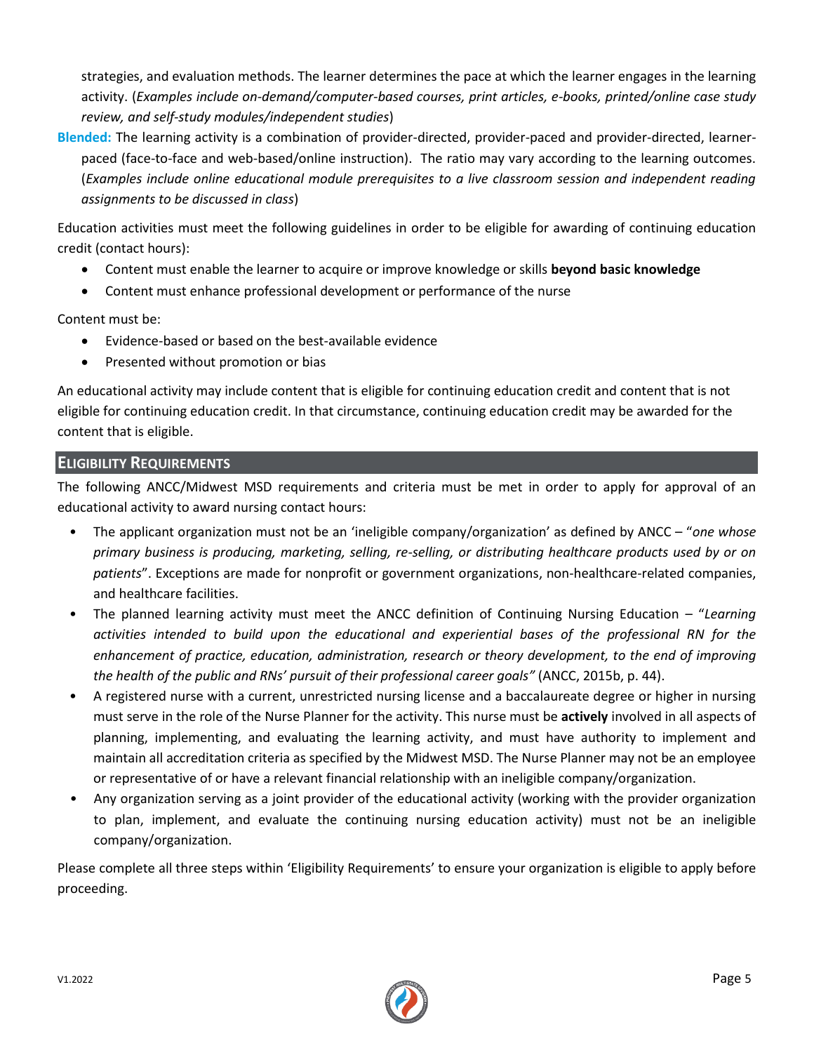strategies, and evaluation methods. The learner determines the pace at which the learner engages in the learning activity. (*Examples include on-demand/computer-based courses, print articles, e-books, printed/online case study review, and self-study modules/independent studies*)

**Blended:** The learning activity is a combination of provider-directed, provider-paced and provider-directed, learner-paced (face-to-face and web-based/online instruction). The ratio may vary according to the learning outcomes. (*Examples include online educational module prerequisites to a live classroom session and independent reading assignments to be discussed in class*)

Education activities must meet the following guidelines in order to be eligible for awarding of continuing education credit (contact hours):

- Content must enable the learner to acquire or improve knowledge or skills **beyond basic knowledge**
- Content must enhance professional development or performance of the nurse

Content must be:

- Evidence-based or based on the best-available evidence
- Presented without promotion or bias

An educational activity may include content that is eligible for continuing education credit and content that is not eligible for continuing education credit. In that circumstance, continuing education credit may be awarded for the content that is eligible.

## Eligibility Requirements

The following ANCC/Midwest MSD requirements and criteria must be met in order to apply for approval of an educational activity to award nursing contact hours:

- The applicant organization must not be an 'ineligible company/organization' as defined by ANCC – "*one whose primary business is producing, marketing, selling, re-selling, or distributing healthcare products used by or on patients*". Exceptions are made for nonprofit or government organizations, non-healthcare-related companies, and healthcare facilities.
- The planned learning activity must meet the ANCC definition of Continuing Nursing Education – "*Learning activities intended to build upon the educational and experiential bases of the professional RN for the enhancement of practice, education, administration, research or theory development, to the end of improving the health of the public and RNs' pursuit of their professional career goals"* (ANCC, 2015b, p. 44).
- A registered nurse with a current, unrestricted nursing license and a baccalaureate degree or higher in nursing must serve in the role of the Nurse Planner for the activity. This nurse must be **actively** involved in all aspects of planning, implementing, and evaluating the learning activity, and must have authority to implement and maintain all accreditation criteria as specified by the Midwest MSD. The Nurse Planner may not be an employee or representative of or have a relevant financial relationship with an ineligible company/organization.
- Any organization serving as a joint provider of the educational activity (working with the provider organization to plan, implement, and evaluate the continuing nursing education activity) must not be an ineligible company/organization.

Please complete all three steps within 'Eligibility Requirements' to ensure your organization is eligible to apply before proceeding.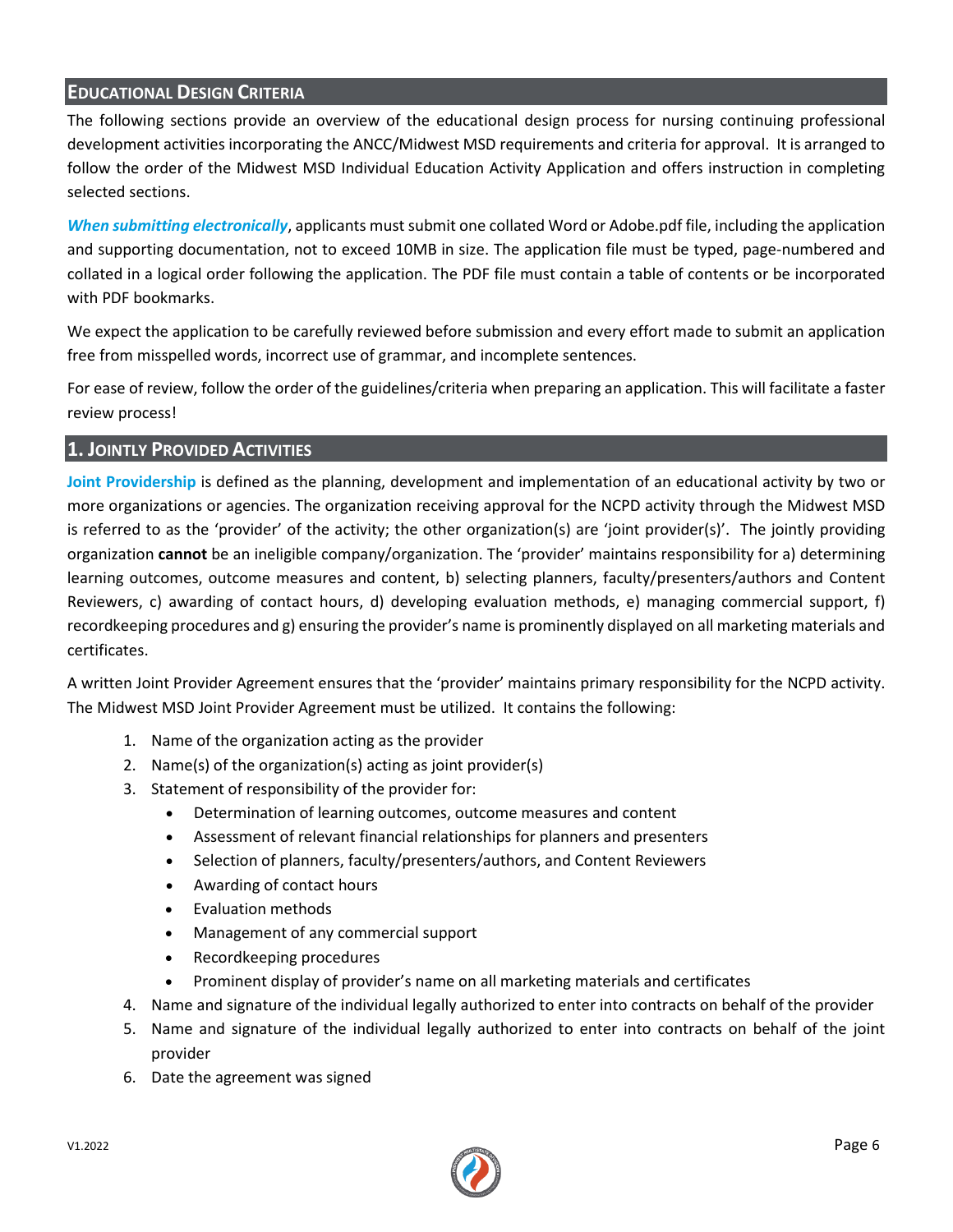## Educational Design Criteria

The following sections provide an overview of the educational design process for nursing continuing professional development activities incorporating the ANCC/Midwest MSD requirements and criteria for approval. It is arranged to follow the order of the Midwest MSD Individual Education Activity Application and offers instruction in completing selected sections.

***When submitting electronically***, applicants must submit one collated Word or Adobe.pdf file, including the application and supporting documentation, not to exceed 10MB in size. The application file must be typed, page-numbered and collated in a logical order following the application. The PDF file must contain a table of contents or be incorporated with PDF bookmarks.

We expect the application to be carefully reviewed before submission and every effort made to submit an application free from misspelled words, incorrect use of grammar, and incomplete sentences.

For ease of review, follow the order of the guidelines/criteria when preparing an application. This will facilitate a faster review process!

## 1. Jointly Provided Activities

**Joint Providership** is defined as the planning, development and implementation of an educational activity by two or more organizations or agencies. The organization receiving approval for the NCPD activity through the Midwest MSD is referred to as the 'provider' of the activity; the other organization(s) are 'joint provider(s)'. The jointly providing organization **cannot** be an ineligible company/organization. The 'provider' maintains responsibility for a) determining learning outcomes, outcome measures and content, b) selecting planners, faculty/presenters/authors and Content Reviewers, c) awarding of contact hours, d) developing evaluation methods, e) managing commercial support, f) recordkeeping procedures and g) ensuring the provider's name is prominently displayed on all marketing materials and certificates.

A written Joint Provider Agreement ensures that the 'provider' maintains primary responsibility for the NCPD activity. The Midwest MSD Joint Provider Agreement must be utilized. It contains the following:

1. Name of the organization acting as the provider
2. Name(s) of the organization(s) acting as joint provider(s)
3. Statement of responsibility of the provider for:
   - Determination of learning outcomes, outcome measures and content
   - Assessment of relevant financial relationships for planners and presenters
   - Selection of planners, faculty/presenters/authors, and Content Reviewers
   - Awarding of contact hours
   - Evaluation methods
   - Management of any commercial support
   - Recordkeeping procedures
   - Prominent display of provider's name on all marketing materials and certificates
4. Name and signature of the individual legally authorized to enter into contracts on behalf of the provider
5. Name and signature of the individual legally authorized to enter into contracts on behalf of the joint provider
6. Date the agreement was signed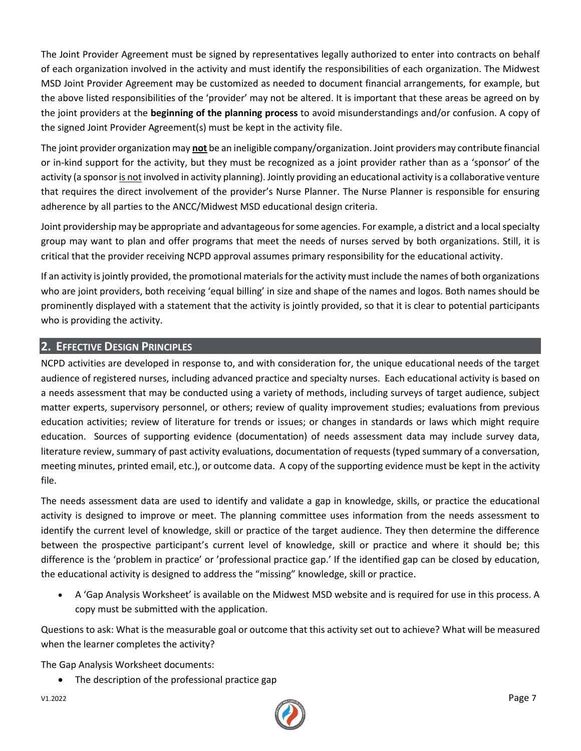The Joint Provider Agreement must be signed by representatives legally authorized to enter into contracts on behalf of each organization involved in the activity and must identify the responsibilities of each organization. The Midwest MSD Joint Provider Agreement may be customized as needed to document financial arrangements, for example, but the above listed responsibilities of the 'provider' may not be altered. It is important that these areas be agreed on by the joint providers at the **beginning of the planning process** to avoid misunderstandings and/or confusion. A copy of the signed Joint Provider Agreement(s) must be kept in the activity file.

The joint provider organization may **not** be an ineligible company/organization. Joint providers may contribute financial or in-kind support for the activity, but they must be recognized as a joint provider rather than as a 'sponsor' of the activity (a sponsor is not involved in activity planning). Jointly providing an educational activity is a collaborative venture that requires the direct involvement of the provider's Nurse Planner. The Nurse Planner is responsible for ensuring adherence by all parties to the ANCC/Midwest MSD educational design criteria.

Joint providership may be appropriate and advantageous for some agencies. For example, a district and a local specialty group may want to plan and offer programs that meet the needs of nurses served by both organizations. Still, it is critical that the provider receiving NCPD approval assumes primary responsibility for the educational activity.

If an activity is jointly provided, the promotional materials for the activity must include the names of both organizations who are joint providers, both receiving 'equal billing' in size and shape of the names and logos. Both names should be prominently displayed with a statement that the activity is jointly provided, so that it is clear to potential participants who is providing the activity.

## 2. Effective Design Principles

NCPD activities are developed in response to, and with consideration for, the unique educational needs of the target audience of registered nurses, including advanced practice and specialty nurses. Each educational activity is based on a needs assessment that may be conducted using a variety of methods, including surveys of target audience, subject matter experts, supervisory personnel, or others; review of quality improvement studies; evaluations from previous education activities; review of literature for trends or issues; or changes in standards or laws which might require education. Sources of supporting evidence (documentation) of needs assessment data may include survey data, literature review, summary of past activity evaluations, documentation of requests (typed summary of a conversation, meeting minutes, printed email, etc.), or outcome data. A copy of the supporting evidence must be kept in the activity file.

The needs assessment data are used to identify and validate a gap in knowledge, skills, or practice the educational activity is designed to improve or meet. The planning committee uses information from the needs assessment to identify the current level of knowledge, skill or practice of the target audience. They then determine the difference between the prospective participant's current level of knowledge, skill or practice and where it should be; this difference is the 'problem in practice' or 'professional practice gap.' If the identified gap can be closed by education, the educational activity is designed to address the "missing" knowledge, skill or practice.

- A 'Gap Analysis Worksheet' is available on the Midwest MSD website and is required for use in this process. A copy must be submitted with the application.

Questions to ask: What is the measurable goal or outcome that this activity set out to achieve? What will be measured when the learner completes the activity?

The Gap Analysis Worksheet documents:

- The description of the professional practice gap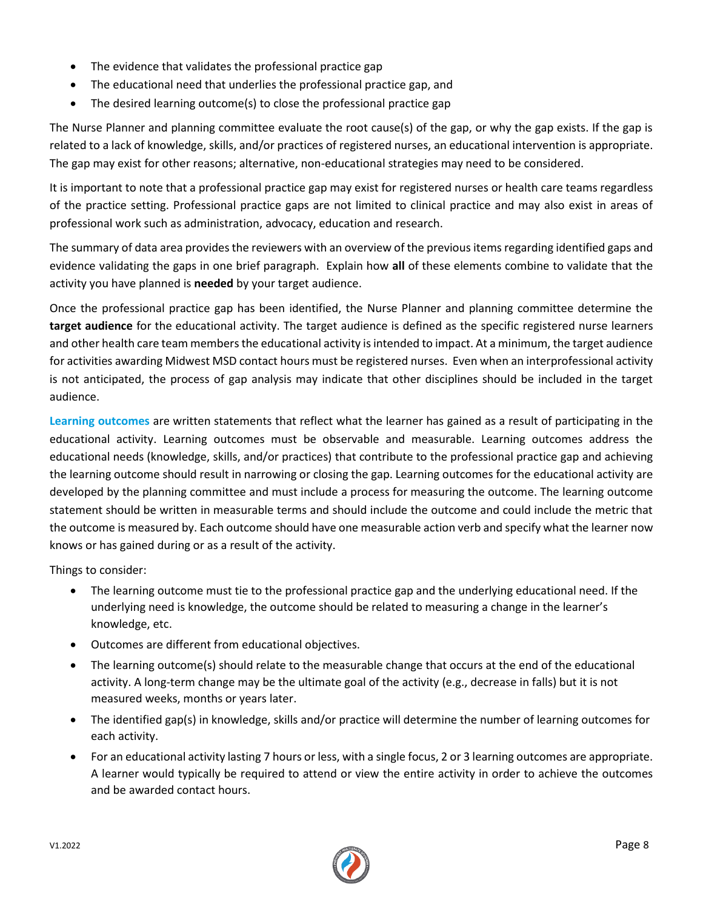- The evidence that validates the professional practice gap
- The educational need that underlies the professional practice gap, and
- The desired learning outcome(s) to close the professional practice gap

The Nurse Planner and planning committee evaluate the root cause(s) of the gap, or why the gap exists. If the gap is related to a lack of knowledge, skills, and/or practices of registered nurses, an educational intervention is appropriate. The gap may exist for other reasons; alternative, non-educational strategies may need to be considered.

It is important to note that a professional practice gap may exist for registered nurses or health care teams regardless of the practice setting. Professional practice gaps are not limited to clinical practice and may also exist in areas of professional work such as administration, advocacy, education and research.

The summary of data area provides the reviewers with an overview of the previous items regarding identified gaps and evidence validating the gaps in one brief paragraph. Explain how **all** of these elements combine to validate that the activity you have planned is **needed** by your target audience.

Once the professional practice gap has been identified, the Nurse Planner and planning committee determine the **target audience** for the educational activity. The target audience is defined as the specific registered nurse learners and other health care team members the educational activity is intended to impact. At a minimum, the target audience for activities awarding Midwest MSD contact hours must be registered nurses. Even when an interprofessional activity is not anticipated, the process of gap analysis may indicate that other disciplines should be included in the target audience.

**Learning outcomes** are written statements that reflect what the learner has gained as a result of participating in the educational activity. Learning outcomes must be observable and measurable. Learning outcomes address the educational needs (knowledge, skills, and/or practices) that contribute to the professional practice gap and achieving the learning outcome should result in narrowing or closing the gap. Learning outcomes for the educational activity are developed by the planning committee and must include a process for measuring the outcome. The learning outcome statement should be written in measurable terms and should include the outcome and could include the metric that the outcome is measured by. Each outcome should have one measurable action verb and specify what the learner now knows or has gained during or as a result of the activity.

Things to consider:

- The learning outcome must tie to the professional practice gap and the underlying educational need. If the underlying need is knowledge, the outcome should be related to measuring a change in the learner's knowledge, etc.
- Outcomes are different from educational objectives.
- The learning outcome(s) should relate to the measurable change that occurs at the end of the educational activity. A long-term change may be the ultimate goal of the activity (e.g., decrease in falls) but it is not measured weeks, months or years later.
- The identified gap(s) in knowledge, skills and/or practice will determine the number of learning outcomes for each activity.
- For an educational activity lasting 7 hours or less, with a single focus, 2 or 3 learning outcomes are appropriate. A learner would typically be required to attend or view the entire activity in order to achieve the outcomes and be awarded contact hours.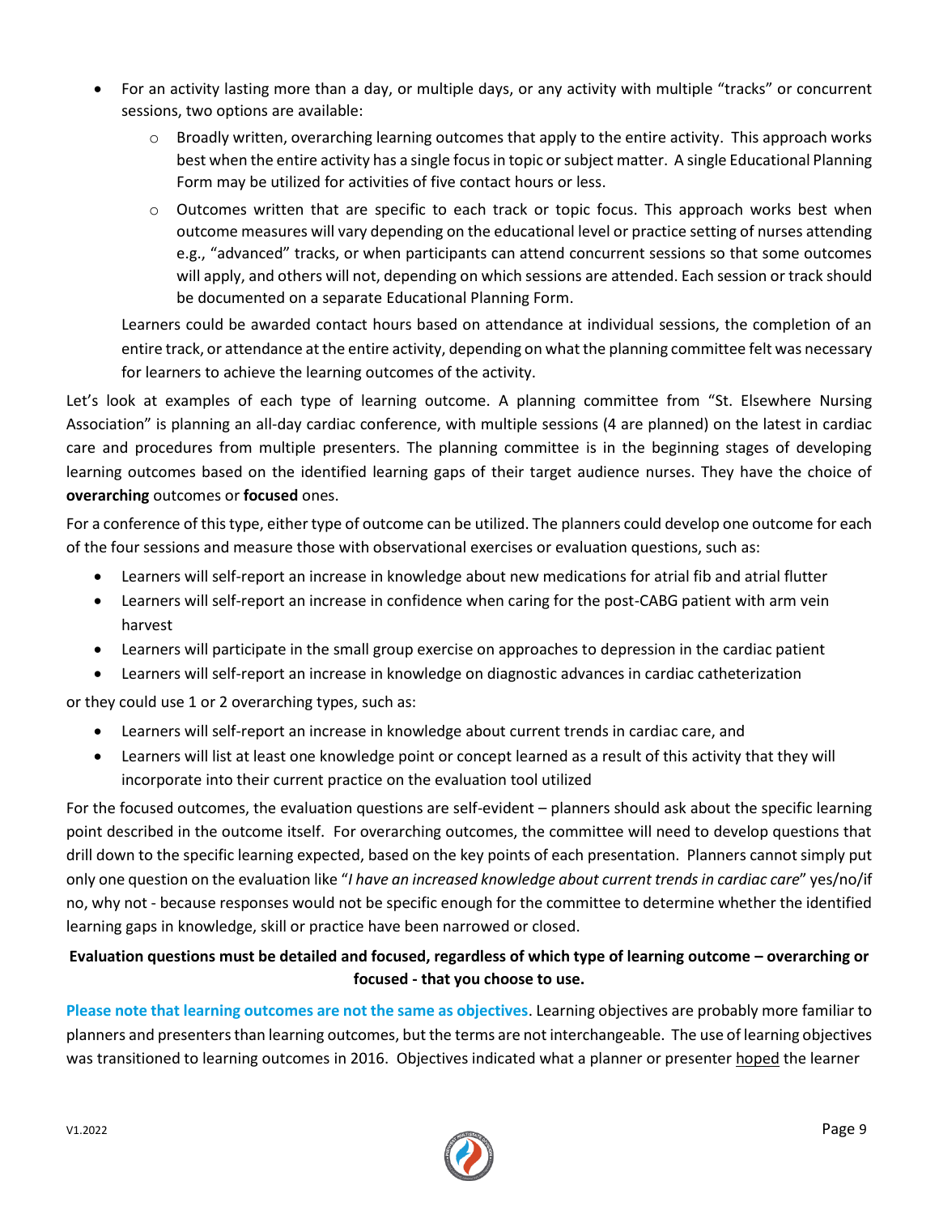- For an activity lasting more than a day, or multiple days, or any activity with multiple "tracks" or concurrent sessions, two options are available:
  - Broadly written, overarching learning outcomes that apply to the entire activity. This approach works best when the entire activity has a single focus in topic or subject matter. A single Educational Planning Form may be utilized for activities of five contact hours or less.
  - Outcomes written that are specific to each track or topic focus. This approach works best when outcome measures will vary depending on the educational level or practice setting of nurses attending e.g., "advanced" tracks, or when participants can attend concurrent sessions so that some outcomes will apply, and others will not, depending on which sessions are attended. Each session or track should be documented on a separate Educational Planning Form.

  Learners could be awarded contact hours based on attendance at individual sessions, the completion of an entire track, or attendance at the entire activity, depending on what the planning committee felt was necessary for learners to achieve the learning outcomes of the activity.

Let's look at examples of each type of learning outcome. A planning committee from "St. Elsewhere Nursing Association" is planning an all-day cardiac conference, with multiple sessions (4 are planned) on the latest in cardiac care and procedures from multiple presenters. The planning committee is in the beginning stages of developing learning outcomes based on the identified learning gaps of their target audience nurses. They have the choice of **overarching** outcomes or **focused** ones.

For a conference of this type, either type of outcome can be utilized. The planners could develop one outcome for each of the four sessions and measure those with observational exercises or evaluation questions, such as:

- Learners will self-report an increase in knowledge about new medications for atrial fib and atrial flutter
- Learners will self-report an increase in confidence when caring for the post-CABG patient with arm vein harvest
- Learners will participate in the small group exercise on approaches to depression in the cardiac patient
- Learners will self-report an increase in knowledge on diagnostic advances in cardiac catheterization

or they could use 1 or 2 overarching types, such as:

- Learners will self-report an increase in knowledge about current trends in cardiac care, and
- Learners will list at least one knowledge point or concept learned as a result of this activity that they will incorporate into their current practice on the evaluation tool utilized

For the focused outcomes, the evaluation questions are self-evident – planners should ask about the specific learning point described in the outcome itself. For overarching outcomes, the committee will need to develop questions that drill down to the specific learning expected, based on the key points of each presentation. Planners cannot simply put only one question on the evaluation like "*I have an increased knowledge about current trends in cardiac care*" yes/no/if no, why not - because responses would not be specific enough for the committee to determine whether the identified learning gaps in knowledge, skill or practice have been narrowed or closed.

**Evaluation questions must be detailed and focused, regardless of which type of learning outcome – overarching or focused - that you choose to use.**

**Please note that learning outcomes are not the same as objectives**. Learning objectives are probably more familiar to planners and presenters than learning outcomes, but the terms are not interchangeable. The use of learning objectives was transitioned to learning outcomes in 2016. Objectives indicated what a planner or presenter hoped the learner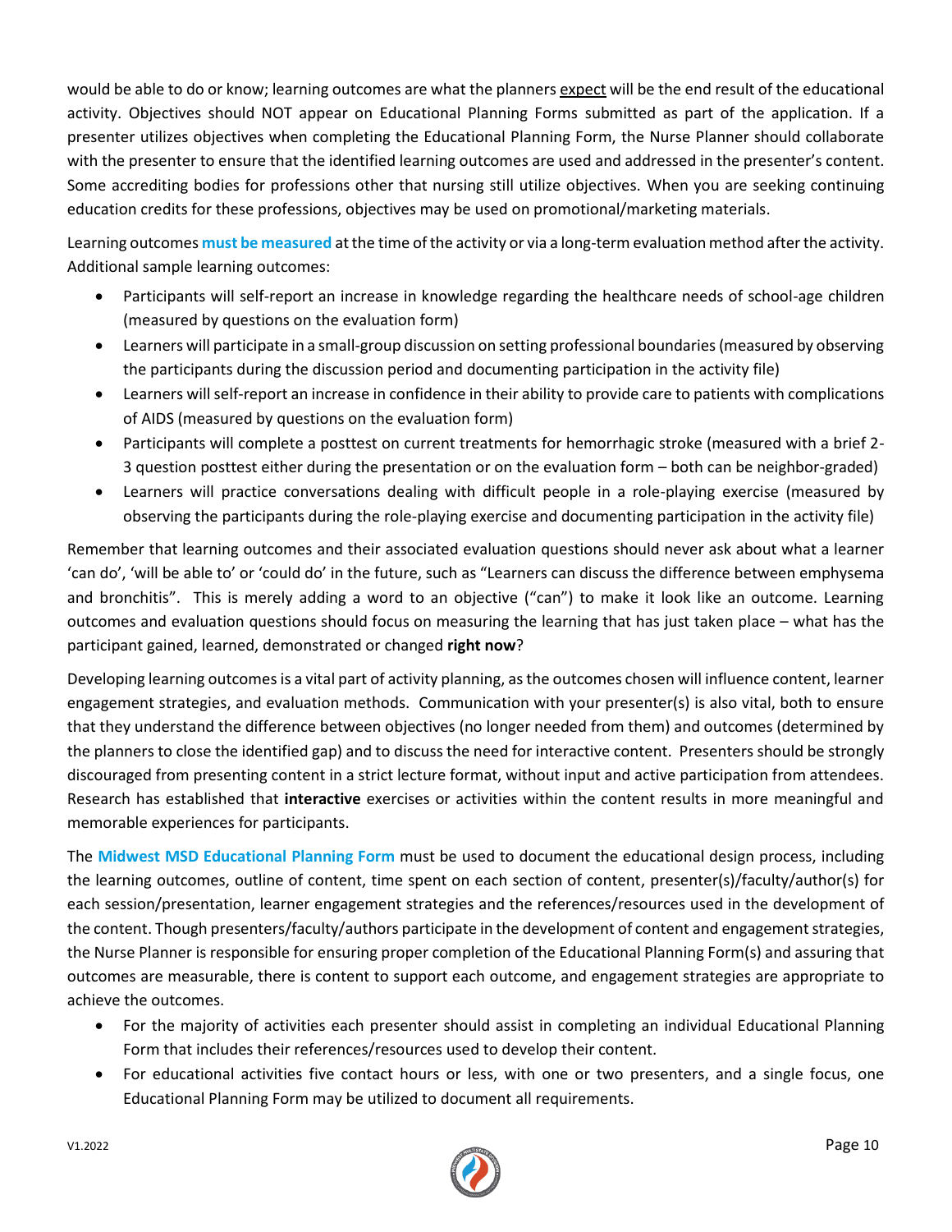would be able to do or know; learning outcomes are what the planners expect will be the end result of the educational activity. Objectives should NOT appear on Educational Planning Forms submitted as part of the application. If a presenter utilizes objectives when completing the Educational Planning Form, the Nurse Planner should collaborate with the presenter to ensure that the identified learning outcomes are used and addressed in the presenter's content. Some accrediting bodies for professions other that nursing still utilize objectives. When you are seeking continuing education credits for these professions, objectives may be used on promotional/marketing materials.

Learning outcomes **must be measured** at the time of the activity or via a long-term evaluation method after the activity. Additional sample learning outcomes:

- Participants will self-report an increase in knowledge regarding the healthcare needs of school-age children (measured by questions on the evaluation form)
- Learners will participate in a small-group discussion on setting professional boundaries (measured by observing the participants during the discussion period and documenting participation in the activity file)
- Learners will self-report an increase in confidence in their ability to provide care to patients with complications of AIDS (measured by questions on the evaluation form)
- Participants will complete a posttest on current treatments for hemorrhagic stroke (measured with a brief 2-3 question posttest either during the presentation or on the evaluation form – both can be neighbor-graded)
- Learners will practice conversations dealing with difficult people in a role-playing exercise (measured by observing the participants during the role-playing exercise and documenting participation in the activity file)

Remember that learning outcomes and their associated evaluation questions should never ask about what a learner 'can do', 'will be able to' or 'could do' in the future, such as "Learners can discuss the difference between emphysema and bronchitis". This is merely adding a word to an objective ("can") to make it look like an outcome. Learning outcomes and evaluation questions should focus on measuring the learning that has just taken place – what has the participant gained, learned, demonstrated or changed **right now**?

Developing learning outcomes is a vital part of activity planning, as the outcomes chosen will influence content, learner engagement strategies, and evaluation methods. Communication with your presenter(s) is also vital, both to ensure that they understand the difference between objectives (no longer needed from them) and outcomes (determined by the planners to close the identified gap) and to discuss the need for interactive content. Presenters should be strongly discouraged from presenting content in a strict lecture format, without input and active participation from attendees. Research has established that **interactive** exercises or activities within the content results in more meaningful and memorable experiences for participants.

The **Midwest MSD Educational Planning Form** must be used to document the educational design process, including the learning outcomes, outline of content, time spent on each section of content, presenter(s)/faculty/author(s) for each session/presentation, learner engagement strategies and the references/resources used in the development of the content. Though presenters/faculty/authors participate in the development of content and engagement strategies, the Nurse Planner is responsible for ensuring proper completion of the Educational Planning Form(s) and assuring that outcomes are measurable, there is content to support each outcome, and engagement strategies are appropriate to achieve the outcomes.

- For the majority of activities each presenter should assist in completing an individual Educational Planning Form that includes their references/resources used to develop their content.
- For educational activities five contact hours or less, with one or two presenters, and a single focus, one Educational Planning Form may be utilized to document all requirements.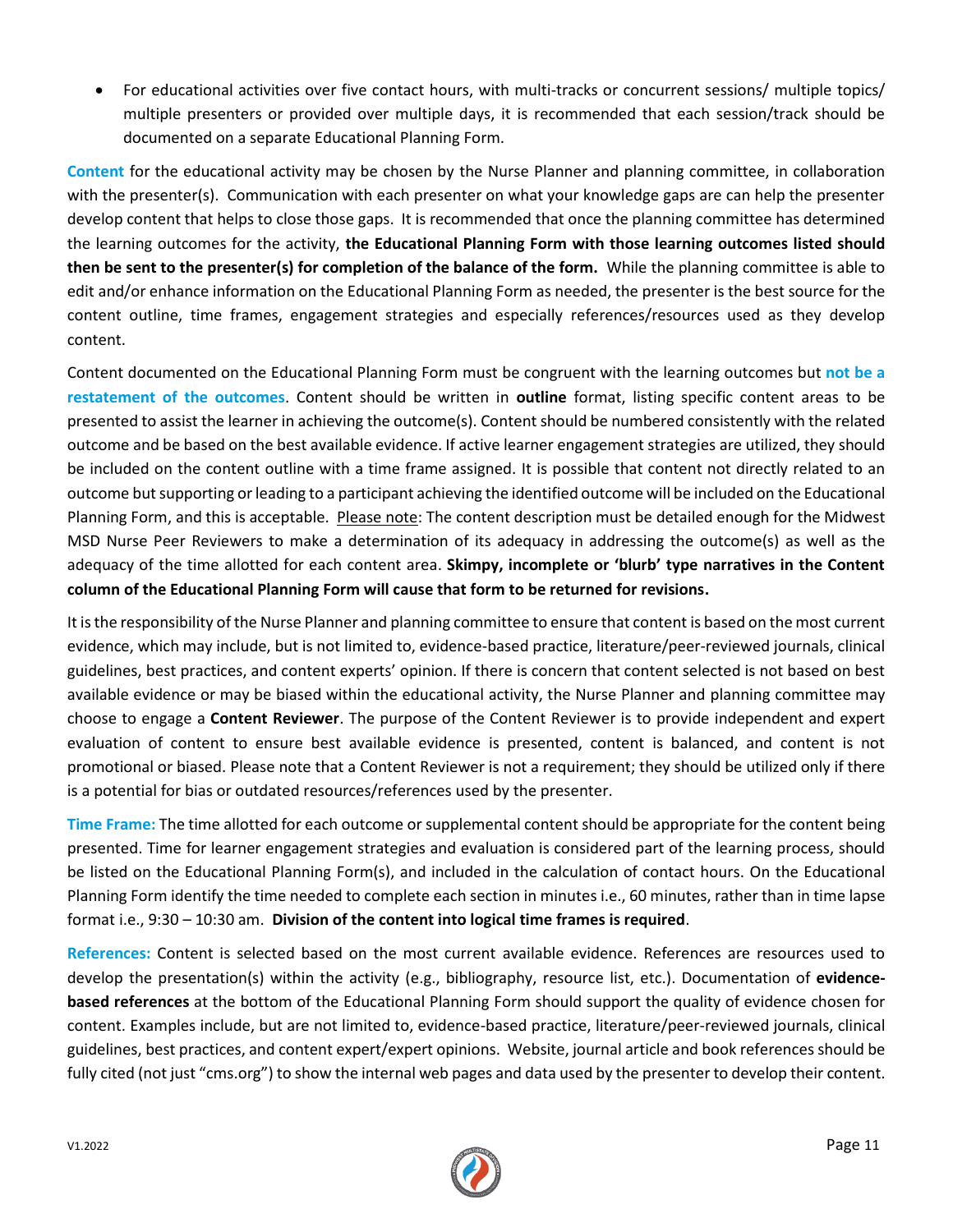- For educational activities over five contact hours, with multi-tracks or concurrent sessions/ multiple topics/ multiple presenters or provided over multiple days, it is recommended that each session/track should be documented on a separate Educational Planning Form.

**Content** for the educational activity may be chosen by the Nurse Planner and planning committee, in collaboration with the presenter(s). Communication with each presenter on what your knowledge gaps are can help the presenter develop content that helps to close those gaps. It is recommended that once the planning committee has determined the learning outcomes for the activity, **the Educational Planning Form with those learning outcomes listed should then be sent to the presenter(s) for completion of the balance of the form.** While the planning committee is able to edit and/or enhance information on the Educational Planning Form as needed, the presenter is the best source for the content outline, time frames, engagement strategies and especially references/resources used as they develop content.

Content documented on the Educational Planning Form must be congruent with the learning outcomes but **not be a restatement of the outcomes**. Content should be written in **outline** format, listing specific content areas to be presented to assist the learner in achieving the outcome(s). Content should be numbered consistently with the related outcome and be based on the best available evidence. If active learner engagement strategies are utilized, they should be included on the content outline with a time frame assigned. It is possible that content not directly related to an outcome but supporting or leading to a participant achieving the identified outcome will be included on the Educational Planning Form, and this is acceptable. Please note: The content description must be detailed enough for the Midwest MSD Nurse Peer Reviewers to make a determination of its adequacy in addressing the outcome(s) as well as the adequacy of the time allotted for each content area. **Skimpy, incomplete or 'blurb' type narratives in the Content column of the Educational Planning Form will cause that form to be returned for revisions.**

It is the responsibility of the Nurse Planner and planning committee to ensure that content is based on the most current evidence, which may include, but is not limited to, evidence-based practice, literature/peer-reviewed journals, clinical guidelines, best practices, and content experts' opinion. If there is concern that content selected is not based on best available evidence or may be biased within the educational activity, the Nurse Planner and planning committee may choose to engage a **Content Reviewer**. The purpose of the Content Reviewer is to provide independent and expert evaluation of content to ensure best available evidence is presented, content is balanced, and content is not promotional or biased. Please note that a Content Reviewer is not a requirement; they should be utilized only if there is a potential for bias or outdated resources/references used by the presenter.

**Time Frame:** The time allotted for each outcome or supplemental content should be appropriate for the content being presented. Time for learner engagement strategies and evaluation is considered part of the learning process, should be listed on the Educational Planning Form(s), and included in the calculation of contact hours. On the Educational Planning Form identify the time needed to complete each section in minutes i.e., 60 minutes, rather than in time lapse format i.e., 9:30 – 10:30 am. **Division of the content into logical time frames is required**.

**References:** Content is selected based on the most current available evidence. References are resources used to develop the presentation(s) within the activity (e.g., bibliography, resource list, etc.). Documentation of **evidence-based references** at the bottom of the Educational Planning Form should support the quality of evidence chosen for content. Examples include, but are not limited to, evidence-based practice, literature/peer-reviewed journals, clinical guidelines, best practices, and content expert/expert opinions. Website, journal article and book references should be fully cited (not just "cms.org") to show the internal web pages and data used by the presenter to develop their content.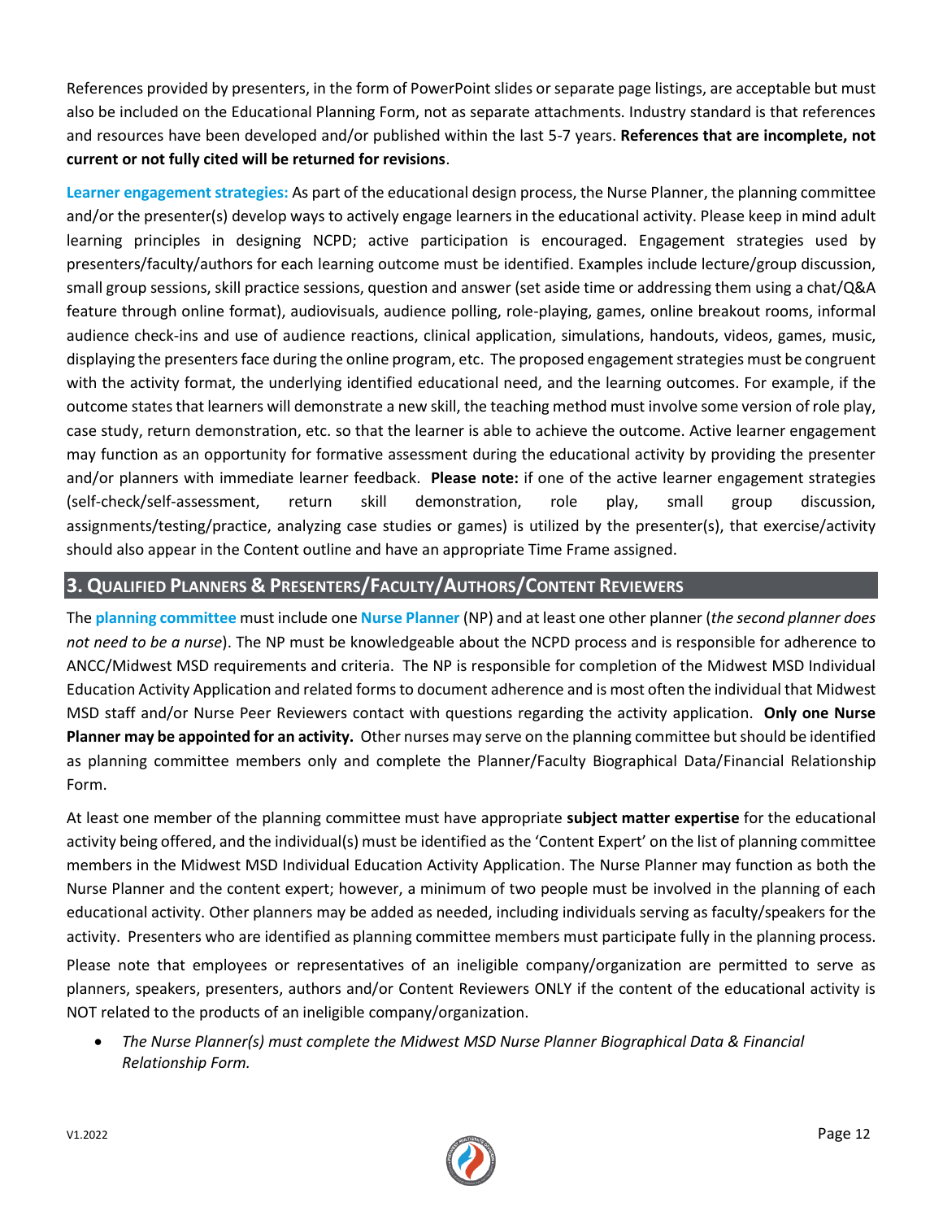References provided by presenters, in the form of PowerPoint slides or separate page listings, are acceptable but must also be included on the Educational Planning Form, not as separate attachments. Industry standard is that references and resources have been developed and/or published within the last 5-7 years. **References that are incomplete, not current or not fully cited will be returned for revisions**.

**Learner engagement strategies:** As part of the educational design process, the Nurse Planner, the planning committee and/or the presenter(s) develop ways to actively engage learners in the educational activity. Please keep in mind adult learning principles in designing NCPD; active participation is encouraged. Engagement strategies used by presenters/faculty/authors for each learning outcome must be identified. Examples include lecture/group discussion, small group sessions, skill practice sessions, question and answer (set aside time or addressing them using a chat/Q&A feature through online format), audiovisuals, audience polling, role-playing, games, online breakout rooms, informal audience check-ins and use of audience reactions, clinical application, simulations, handouts, videos, games, music, displaying the presenters face during the online program, etc. The proposed engagement strategies must be congruent with the activity format, the underlying identified educational need, and the learning outcomes. For example, if the outcome states that learners will demonstrate a new skill, the teaching method must involve some version of role play, case study, return demonstration, etc. so that the learner is able to achieve the outcome. Active learner engagement may function as an opportunity for formative assessment during the educational activity by providing the presenter and/or planners with immediate learner feedback. **Please note:** if one of the active learner engagement strategies (self-check/self-assessment, return skill demonstration, role play, small group discussion, assignments/testing/practice, analyzing case studies or games) is utilized by the presenter(s), that exercise/activity should also appear in the Content outline and have an appropriate Time Frame assigned.

## 3. Qualified Planners & Presenters/Faculty/Authors/Content Reviewers

The **planning committee** must include one **Nurse Planner** (NP) and at least one other planner (*the second planner does not need to be a nurse*). The NP must be knowledgeable about the NCPD process and is responsible for adherence to ANCC/Midwest MSD requirements and criteria. The NP is responsible for completion of the Midwest MSD Individual Education Activity Application and related forms to document adherence and is most often the individual that Midwest MSD staff and/or Nurse Peer Reviewers contact with questions regarding the activity application. **Only one Nurse Planner may be appointed for an activity.** Other nurses may serve on the planning committee but should be identified as planning committee members only and complete the Planner/Faculty Biographical Data/Financial Relationship Form.

At least one member of the planning committee must have appropriate **subject matter expertise** for the educational activity being offered, and the individual(s) must be identified as the 'Content Expert' on the list of planning committee members in the Midwest MSD Individual Education Activity Application. The Nurse Planner may function as both the Nurse Planner and the content expert; however, a minimum of two people must be involved in the planning of each educational activity. Other planners may be added as needed, including individuals serving as faculty/speakers for the activity. Presenters who are identified as planning committee members must participate fully in the planning process.

Please note that employees or representatives of an ineligible company/organization are permitted to serve as planners, speakers, presenters, authors and/or Content Reviewers ONLY if the content of the educational activity is NOT related to the products of an ineligible company/organization.

- *The Nurse Planner(s) must complete the Midwest MSD Nurse Planner Biographical Data & Financial Relationship Form.*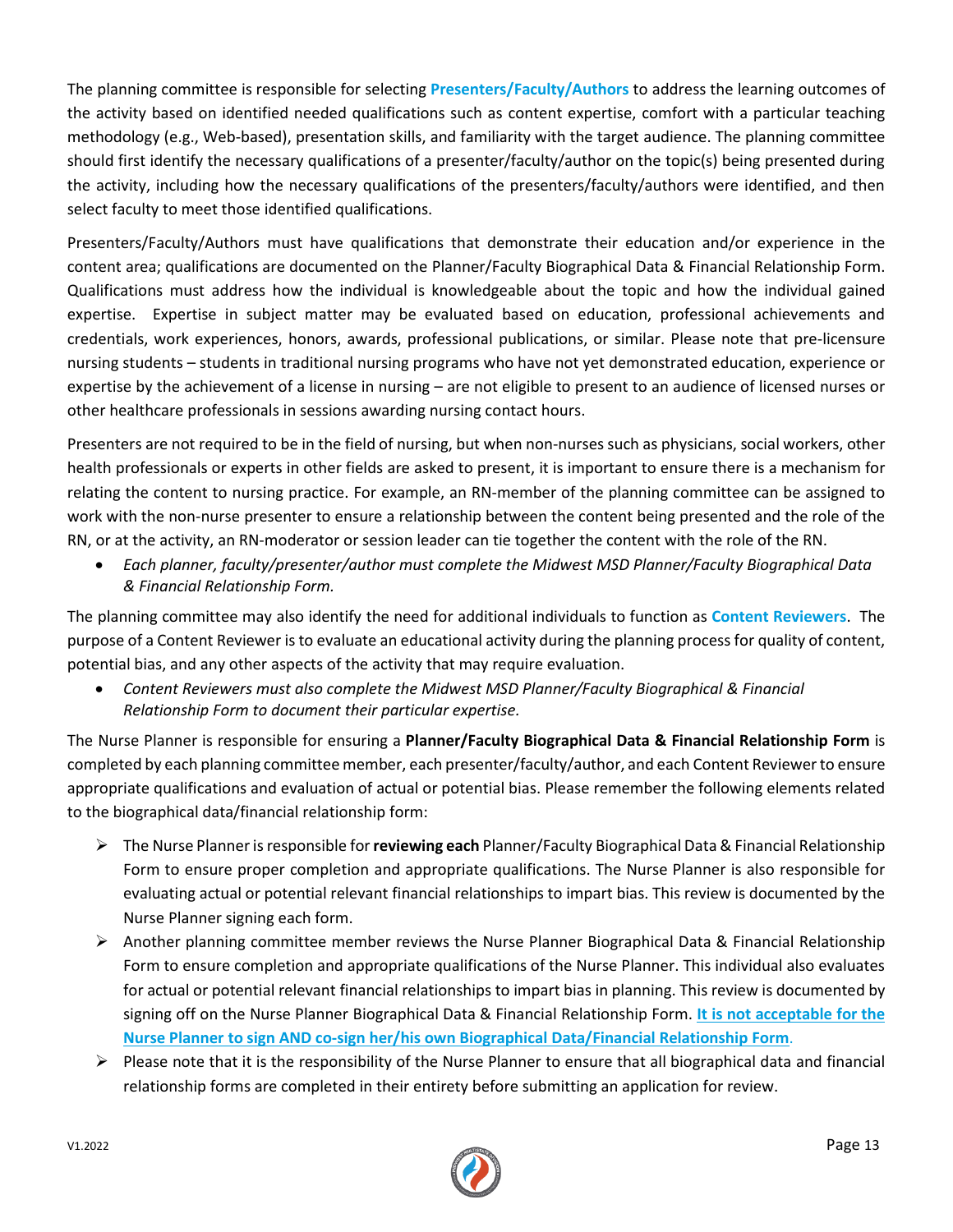The planning committee is responsible for selecting **Presenters/Faculty/Authors** to address the learning outcomes of the activity based on identified needed qualifications such as content expertise, comfort with a particular teaching methodology (e.g., Web-based), presentation skills, and familiarity with the target audience. The planning committee should first identify the necessary qualifications of a presenter/faculty/author on the topic(s) being presented during the activity, including how the necessary qualifications of the presenters/faculty/authors were identified, and then select faculty to meet those identified qualifications.

Presenters/Faculty/Authors must have qualifications that demonstrate their education and/or experience in the content area; qualifications are documented on the Planner/Faculty Biographical Data & Financial Relationship Form. Qualifications must address how the individual is knowledgeable about the topic and how the individual gained expertise. Expertise in subject matter may be evaluated based on education, professional achievements and credentials, work experiences, honors, awards, professional publications, or similar. Please note that pre-licensure nursing students – students in traditional nursing programs who have not yet demonstrated education, experience or expertise by the achievement of a license in nursing – are not eligible to present to an audience of licensed nurses or other healthcare professionals in sessions awarding nursing contact hours.

Presenters are not required to be in the field of nursing, but when non-nurses such as physicians, social workers, other health professionals or experts in other fields are asked to present, it is important to ensure there is a mechanism for relating the content to nursing practice. For example, an RN-member of the planning committee can be assigned to work with the non-nurse presenter to ensure a relationship between the content being presented and the role of the RN, or at the activity, an RN-moderator or session leader can tie together the content with the role of the RN.

- *Each planner, faculty/presenter/author must complete the Midwest MSD Planner/Faculty Biographical Data & Financial Relationship Form.*

The planning committee may also identify the need for additional individuals to function as **Content Reviewers**. The purpose of a Content Reviewer is to evaluate an educational activity during the planning process for quality of content, potential bias, and any other aspects of the activity that may require evaluation.

- *Content Reviewers must also complete the Midwest MSD Planner/Faculty Biographical & Financial Relationship Form to document their particular expertise.*

The Nurse Planner is responsible for ensuring a **Planner/Faculty Biographical Data & Financial Relationship Form** is completed by each planning committee member, each presenter/faculty/author, and each Content Reviewer to ensure appropriate qualifications and evaluation of actual or potential bias. Please remember the following elements related to the biographical data/financial relationship form:

- The Nurse Planner is responsible for **reviewing each** Planner/Faculty Biographical Data & Financial Relationship Form to ensure proper completion and appropriate qualifications. The Nurse Planner is also responsible for evaluating actual or potential relevant financial relationships to impart bias. This review is documented by the Nurse Planner signing each form.
- Another planning committee member reviews the Nurse Planner Biographical Data & Financial Relationship Form to ensure completion and appropriate qualifications of the Nurse Planner. This individual also evaluates for actual or potential relevant financial relationships to impart bias in planning. This review is documented by signing off on the Nurse Planner Biographical Data & Financial Relationship Form. **It is not acceptable for the Nurse Planner to sign AND co-sign her/his own Biographical Data/Financial Relationship Form**.
- Please note that it is the responsibility of the Nurse Planner to ensure that all biographical data and financial relationship forms are completed in their entirety before submitting an application for review.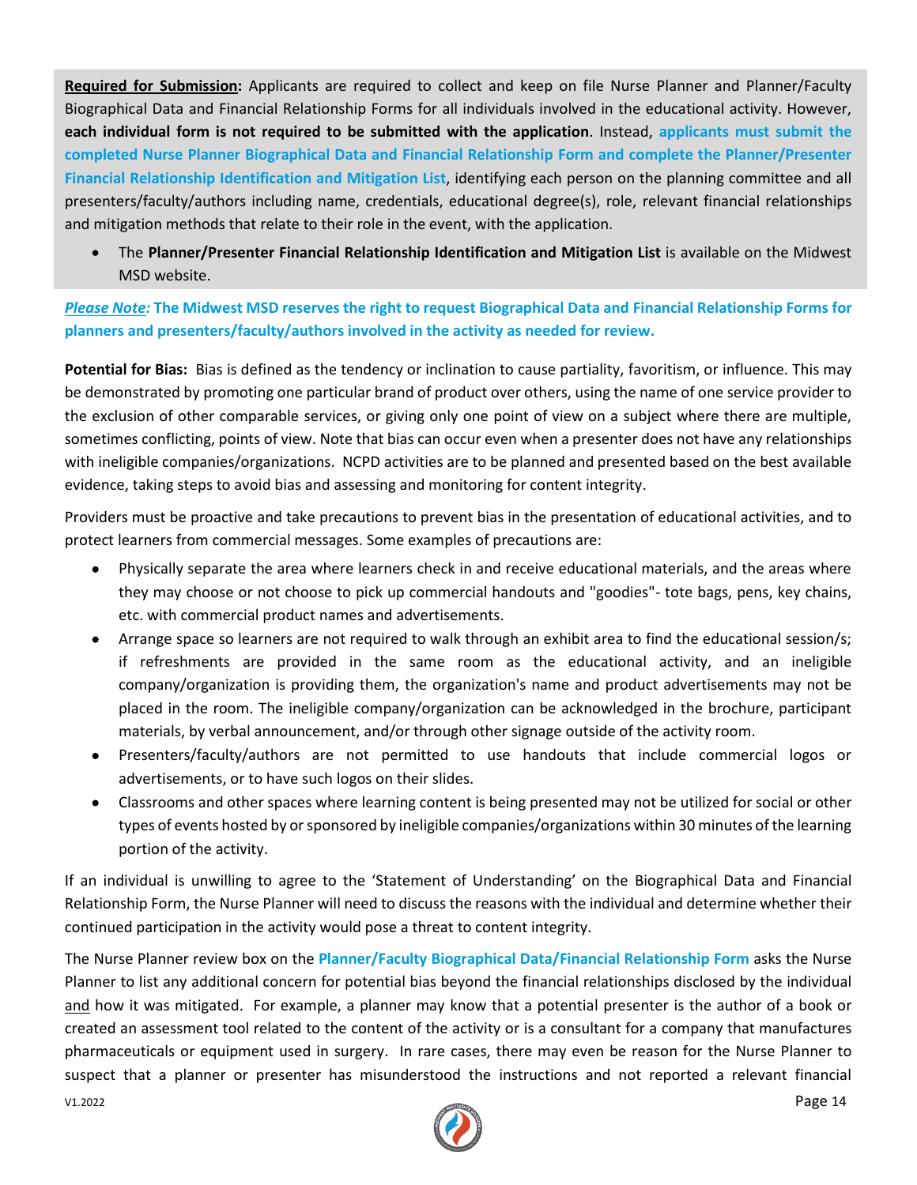**Required for Submission:** Applicants are required to collect and keep on file Nurse Planner and Planner/Faculty Biographical Data and Financial Relationship Forms for all individuals involved in the educational activity. However, **each individual form is not required to be submitted with the application**. Instead, **applicants must submit the completed Nurse Planner Biographical Data and Financial Relationship Form and complete the Planner/Presenter Financial Relationship Identification and Mitigation List**, identifying each person on the planning committee and all presenters/faculty/authors including name, credentials, educational degree(s), role, relevant financial relationships and mitigation methods that relate to their role in the event, with the application.

- The **Planner/Presenter Financial Relationship Identification and Mitigation List** is available on the Midwest MSD website.

***Please Note:*** **The Midwest MSD reserves the right to request Biographical Data and Financial Relationship Forms for planners and presenters/faculty/authors involved in the activity as needed for review.**

**Potential for Bias:** Bias is defined as the tendency or inclination to cause partiality, favoritism, or influence. This may be demonstrated by promoting one particular brand of product over others, using the name of one service provider to the exclusion of other comparable services, or giving only one point of view on a subject where there are multiple, sometimes conflicting, points of view. Note that bias can occur even when a presenter does not have any relationships with ineligible companies/organizations. NCPD activities are to be planned and presented based on the best available evidence, taking steps to avoid bias and assessing and monitoring for content integrity.

Providers must be proactive and take precautions to prevent bias in the presentation of educational activities, and to protect learners from commercial messages. Some examples of precautions are:

- Physically separate the area where learners check in and receive educational materials, and the areas where they may choose or not choose to pick up commercial handouts and "goodies"- tote bags, pens, key chains, etc. with commercial product names and advertisements.
- Arrange space so learners are not required to walk through an exhibit area to find the educational session/s; if refreshments are provided in the same room as the educational activity, and an ineligible company/organization is providing them, the organization's name and product advertisements may not be placed in the room. The ineligible company/organization can be acknowledged in the brochure, participant materials, by verbal announcement, and/or through other signage outside of the activity room.
- Presenters/faculty/authors are not permitted to use handouts that include commercial logos or advertisements, or to have such logos on their slides.
- Classrooms and other spaces where learning content is being presented may not be utilized for social or other types of events hosted by or sponsored by ineligible companies/organizations within 30 minutes of the learning portion of the activity.

If an individual is unwilling to agree to the 'Statement of Understanding' on the Biographical Data and Financial Relationship Form, the Nurse Planner will need to discuss the reasons with the individual and determine whether their continued participation in the activity would pose a threat to content integrity.

The Nurse Planner review box on the **Planner/Faculty Biographical Data/Financial Relationship Form** asks the Nurse Planner to list any additional concern for potential bias beyond the financial relationships disclosed by the individual and how it was mitigated. For example, a planner may know that a potential presenter is the author of a book or created an assessment tool related to the content of the activity or is a consultant for a company that manufactures pharmaceuticals or equipment used in surgery. In rare cases, there may even be reason for the Nurse Planner to suspect that a planner or presenter has misunderstood the instructions and not reported a relevant financial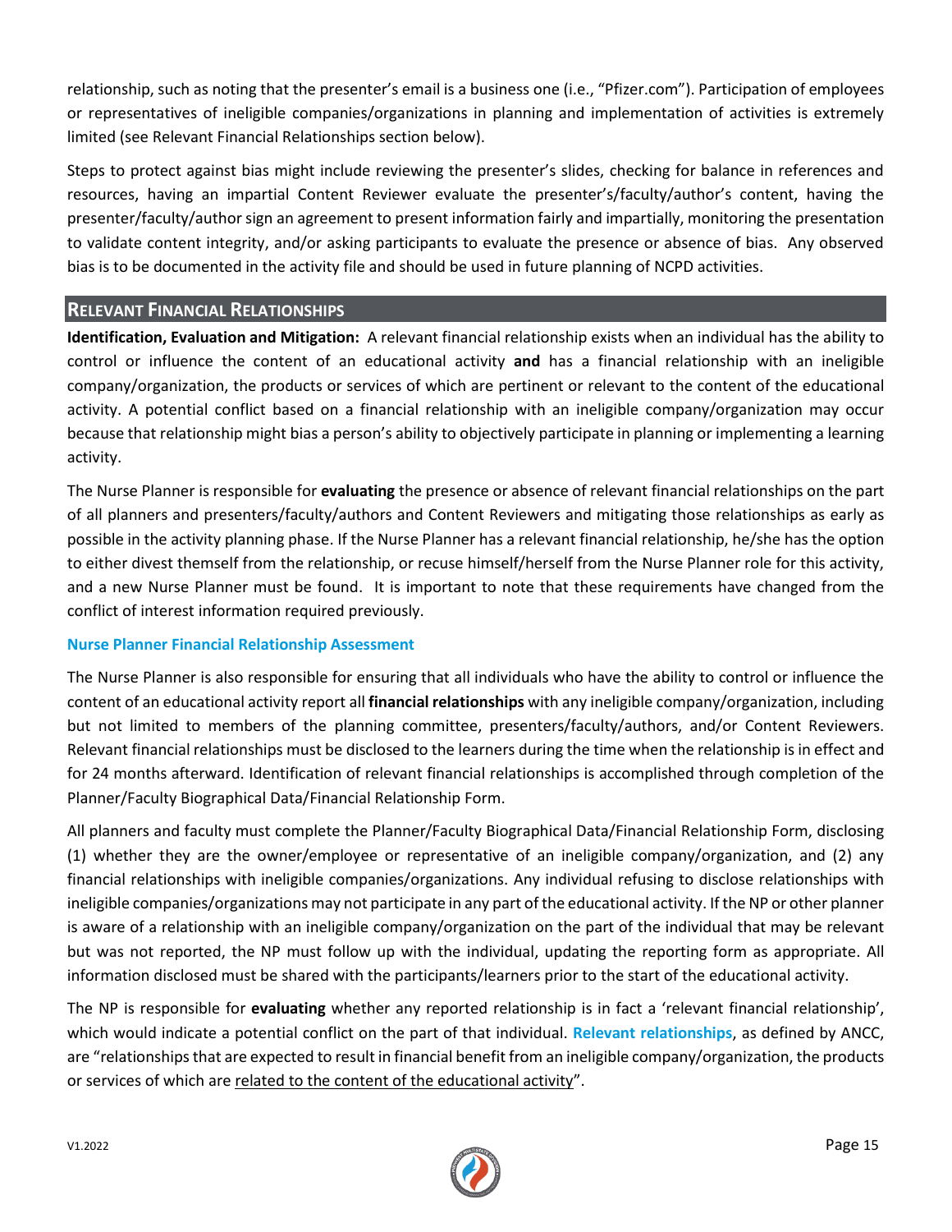relationship, such as noting that the presenter's email is a business one (i.e., "Pfizer.com"). Participation of employees or representatives of ineligible companies/organizations in planning and implementation of activities is extremely limited (see Relevant Financial Relationships section below).

Steps to protect against bias might include reviewing the presenter's slides, checking for balance in references and resources, having an impartial Content Reviewer evaluate the presenter's/faculty/author's content, having the presenter/faculty/author sign an agreement to present information fairly and impartially, monitoring the presentation to validate content integrity, and/or asking participants to evaluate the presence or absence of bias. Any observed bias is to be documented in the activity file and should be used in future planning of NCPD activities.

## Relevant Financial Relationships

**Identification, Evaluation and Mitigation:** A relevant financial relationship exists when an individual has the ability to control or influence the content of an educational activity **and** has a financial relationship with an ineligible company/organization, the products or services of which are pertinent or relevant to the content of the educational activity. A potential conflict based on a financial relationship with an ineligible company/organization may occur because that relationship might bias a person's ability to objectively participate in planning or implementing a learning activity.

The Nurse Planner is responsible for **evaluating** the presence or absence of relevant financial relationships on the part of all planners and presenters/faculty/authors and Content Reviewers and mitigating those relationships as early as possible in the activity planning phase. If the Nurse Planner has a relevant financial relationship, he/she has the option to either divest themself from the relationship, or recuse himself/herself from the Nurse Planner role for this activity, and a new Nurse Planner must be found. It is important to note that these requirements have changed from the conflict of interest information required previously.

### Nurse Planner Financial Relationship Assessment

The Nurse Planner is also responsible for ensuring that all individuals who have the ability to control or influence the content of an educational activity report all **financial relationships** with any ineligible company/organization, including but not limited to members of the planning committee, presenters/faculty/authors, and/or Content Reviewers. Relevant financial relationships must be disclosed to the learners during the time when the relationship is in effect and for 24 months afterward. Identification of relevant financial relationships is accomplished through completion of the Planner/Faculty Biographical Data/Financial Relationship Form.

All planners and faculty must complete the Planner/Faculty Biographical Data/Financial Relationship Form, disclosing (1) whether they are the owner/employee or representative of an ineligible company/organization, and (2) any financial relationships with ineligible companies/organizations. Any individual refusing to disclose relationships with ineligible companies/organizations may not participate in any part of the educational activity. If the NP or other planner is aware of a relationship with an ineligible company/organization on the part of the individual that may be relevant but was not reported, the NP must follow up with the individual, updating the reporting form as appropriate. All information disclosed must be shared with the participants/learners prior to the start of the educational activity.

The NP is responsible for **evaluating** whether any reported relationship is in fact a 'relevant financial relationship', which would indicate a potential conflict on the part of that individual. **Relevant relationships**, as defined by ANCC, are "relationships that are expected to result in financial benefit from an ineligible company/organization, the products or services of which are related to the content of the educational activity".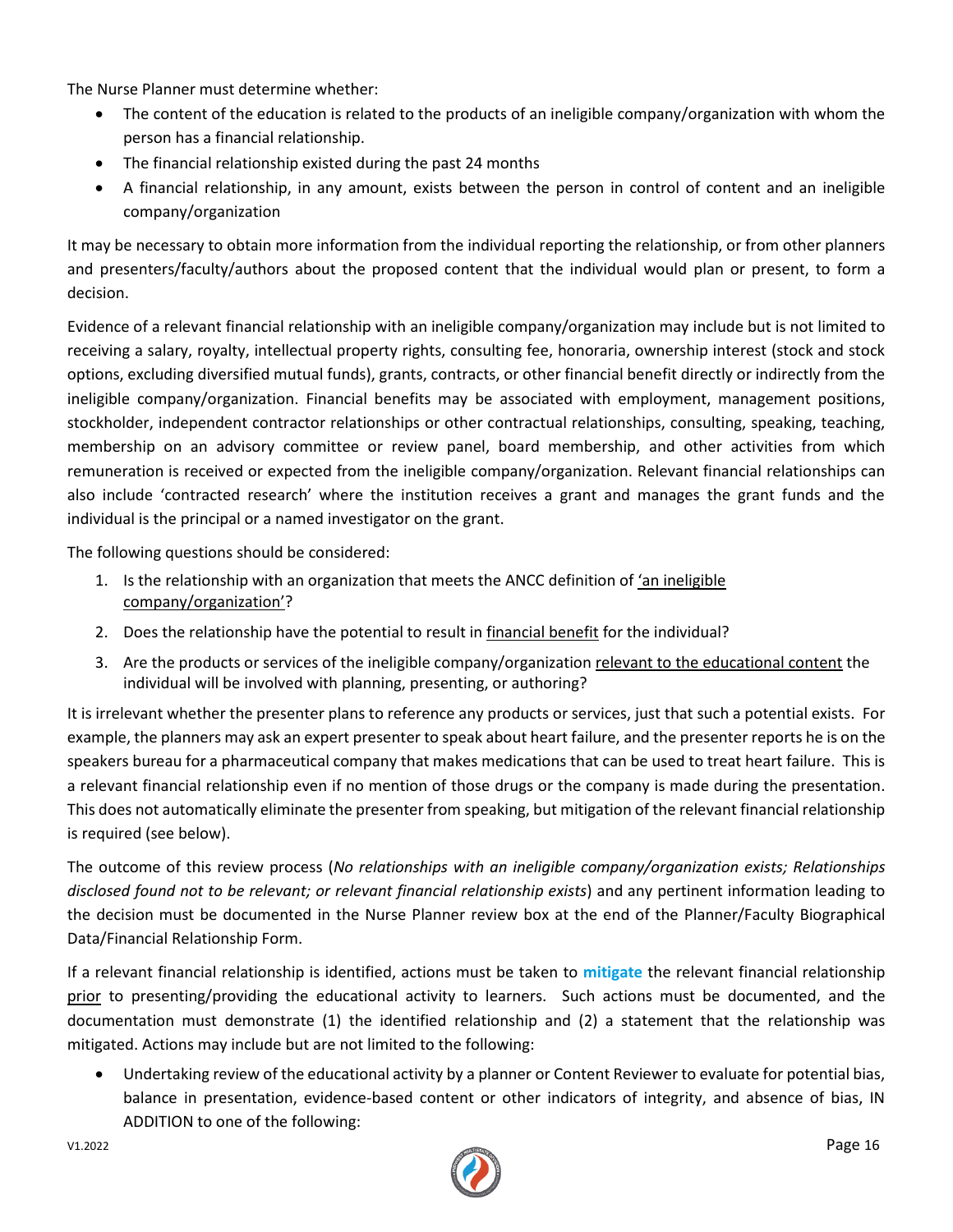The Nurse Planner must determine whether:

- The content of the education is related to the products of an ineligible company/organization with whom the person has a financial relationship.
- The financial relationship existed during the past 24 months
- A financial relationship, in any amount, exists between the person in control of content and an ineligible company/organization

It may be necessary to obtain more information from the individual reporting the relationship, or from other planners and presenters/faculty/authors about the proposed content that the individual would plan or present, to form a decision.

Evidence of a relevant financial relationship with an ineligible company/organization may include but is not limited to receiving a salary, royalty, intellectual property rights, consulting fee, honoraria, ownership interest (stock and stock options, excluding diversified mutual funds), grants, contracts, or other financial benefit directly or indirectly from the ineligible company/organization. Financial benefits may be associated with employment, management positions, stockholder, independent contractor relationships or other contractual relationships, consulting, speaking, teaching, membership on an advisory committee or review panel, board membership, and other activities from which remuneration is received or expected from the ineligible company/organization. Relevant financial relationships can also include 'contracted research' where the institution receives a grant and manages the grant funds and the individual is the principal or a named investigator on the grant.

The following questions should be considered:

1. Is the relationship with an organization that meets the ANCC definition of 'an ineligible company/organization'?
2. Does the relationship have the potential to result in financial benefit for the individual?
3. Are the products or services of the ineligible company/organization relevant to the educational content the individual will be involved with planning, presenting, or authoring?

It is irrelevant whether the presenter plans to reference any products or services, just that such a potential exists. For example, the planners may ask an expert presenter to speak about heart failure, and the presenter reports he is on the speakers bureau for a pharmaceutical company that makes medications that can be used to treat heart failure. This is a relevant financial relationship even if no mention of those drugs or the company is made during the presentation. This does not automatically eliminate the presenter from speaking, but mitigation of the relevant financial relationship is required (see below).

The outcome of this review process (*No relationships with an ineligible company/organization exists; Relationships disclosed found not to be relevant; or relevant financial relationship exists*) and any pertinent information leading to the decision must be documented in the Nurse Planner review box at the end of the Planner/Faculty Biographical Data/Financial Relationship Form.

If a relevant financial relationship is identified, actions must be taken to **mitigate** the relevant financial relationship prior to presenting/providing the educational activity to learners. Such actions must be documented, and the documentation must demonstrate (1) the identified relationship and (2) a statement that the relationship was mitigated. Actions may include but are not limited to the following:

- Undertaking review of the educational activity by a planner or Content Reviewer to evaluate for potential bias, balance in presentation, evidence-based content or other indicators of integrity, and absence of bias, IN ADDITION to one of the following: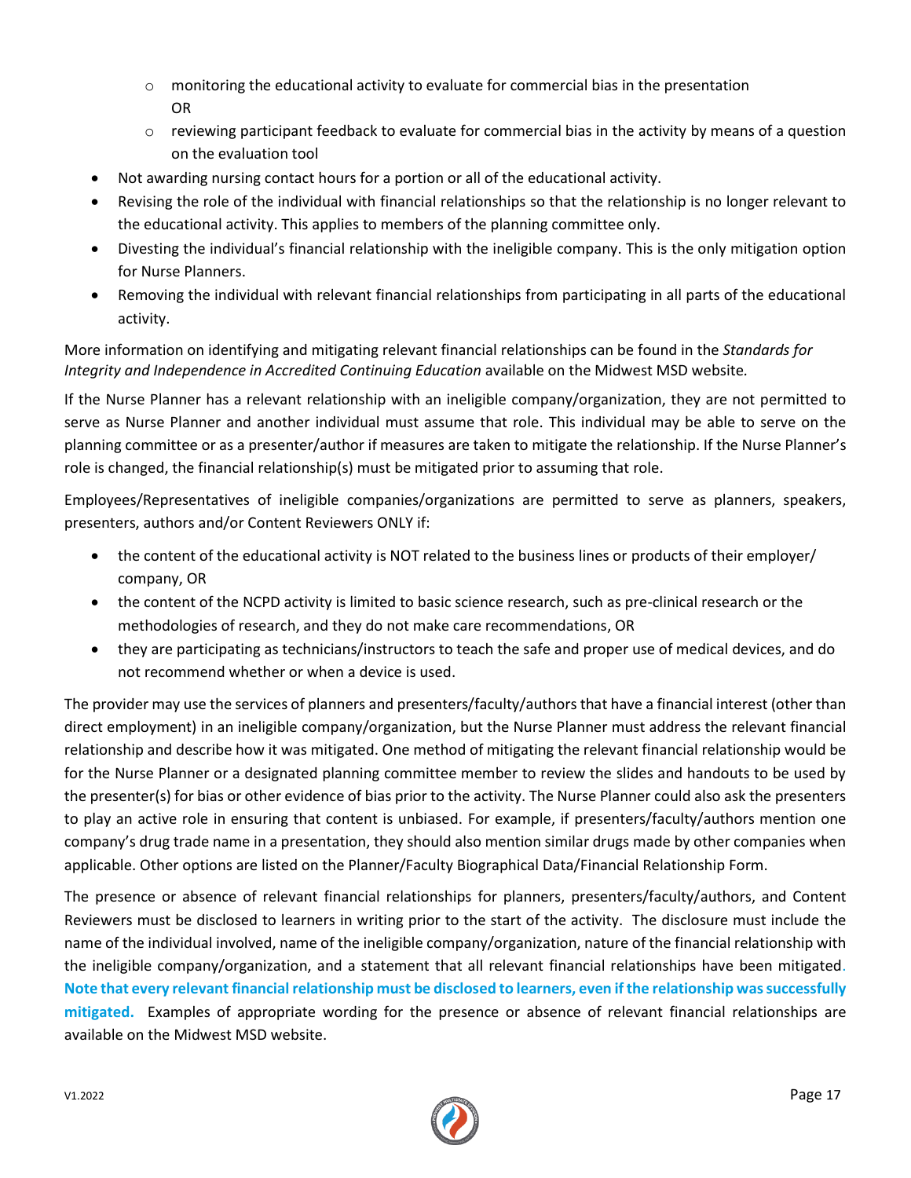- monitoring the educational activity to evaluate for commercial bias in the presentation
      OR
    - reviewing participant feedback to evaluate for commercial bias in the activity by means of a question on the evaluation tool
- Not awarding nursing contact hours for a portion or all of the educational activity.
- Revising the role of the individual with financial relationships so that the relationship is no longer relevant to the educational activity. This applies to members of the planning committee only.
- Divesting the individual's financial relationship with the ineligible company. This is the only mitigation option for Nurse Planners.
- Removing the individual with relevant financial relationships from participating in all parts of the educational activity.

More information on identifying and mitigating relevant financial relationships can be found in the *Standards for Integrity and Independence in Accredited Continuing Education* available on the Midwest MSD website.

If the Nurse Planner has a relevant relationship with an ineligible company/organization, they are not permitted to serve as Nurse Planner and another individual must assume that role. This individual may be able to serve on the planning committee or as a presenter/author if measures are taken to mitigate the relationship. If the Nurse Planner's role is changed, the financial relationship(s) must be mitigated prior to assuming that role.

Employees/Representatives of ineligible companies/organizations are permitted to serve as planners, speakers, presenters, authors and/or Content Reviewers ONLY if:

- the content of the educational activity is NOT related to the business lines or products of their employer/ company, OR
- the content of the NCPD activity is limited to basic science research, such as pre-clinical research or the methodologies of research, and they do not make care recommendations, OR
- they are participating as technicians/instructors to teach the safe and proper use of medical devices, and do not recommend whether or when a device is used.

The provider may use the services of planners and presenters/faculty/authors that have a financial interest (other than direct employment) in an ineligible company/organization, but the Nurse Planner must address the relevant financial relationship and describe how it was mitigated. One method of mitigating the relevant financial relationship would be for the Nurse Planner or a designated planning committee member to review the slides and handouts to be used by the presenter(s) for bias or other evidence of bias prior to the activity. The Nurse Planner could also ask the presenters to play an active role in ensuring that content is unbiased. For example, if presenters/faculty/authors mention one company's drug trade name in a presentation, they should also mention similar drugs made by other companies when applicable. Other options are listed on the Planner/Faculty Biographical Data/Financial Relationship Form.

The presence or absence of relevant financial relationships for planners, presenters/faculty/authors, and Content Reviewers must be disclosed to learners in writing prior to the start of the activity. The disclosure must include the name of the individual involved, name of the ineligible company/organization, nature of the financial relationship with the ineligible company/organization, and a statement that all relevant financial relationships have been mitigated. **Note that every relevant financial relationship must be disclosed to learners, even if the relationship was successfully mitigated.** Examples of appropriate wording for the presence or absence of relevant financial relationships are available on the Midwest MSD website.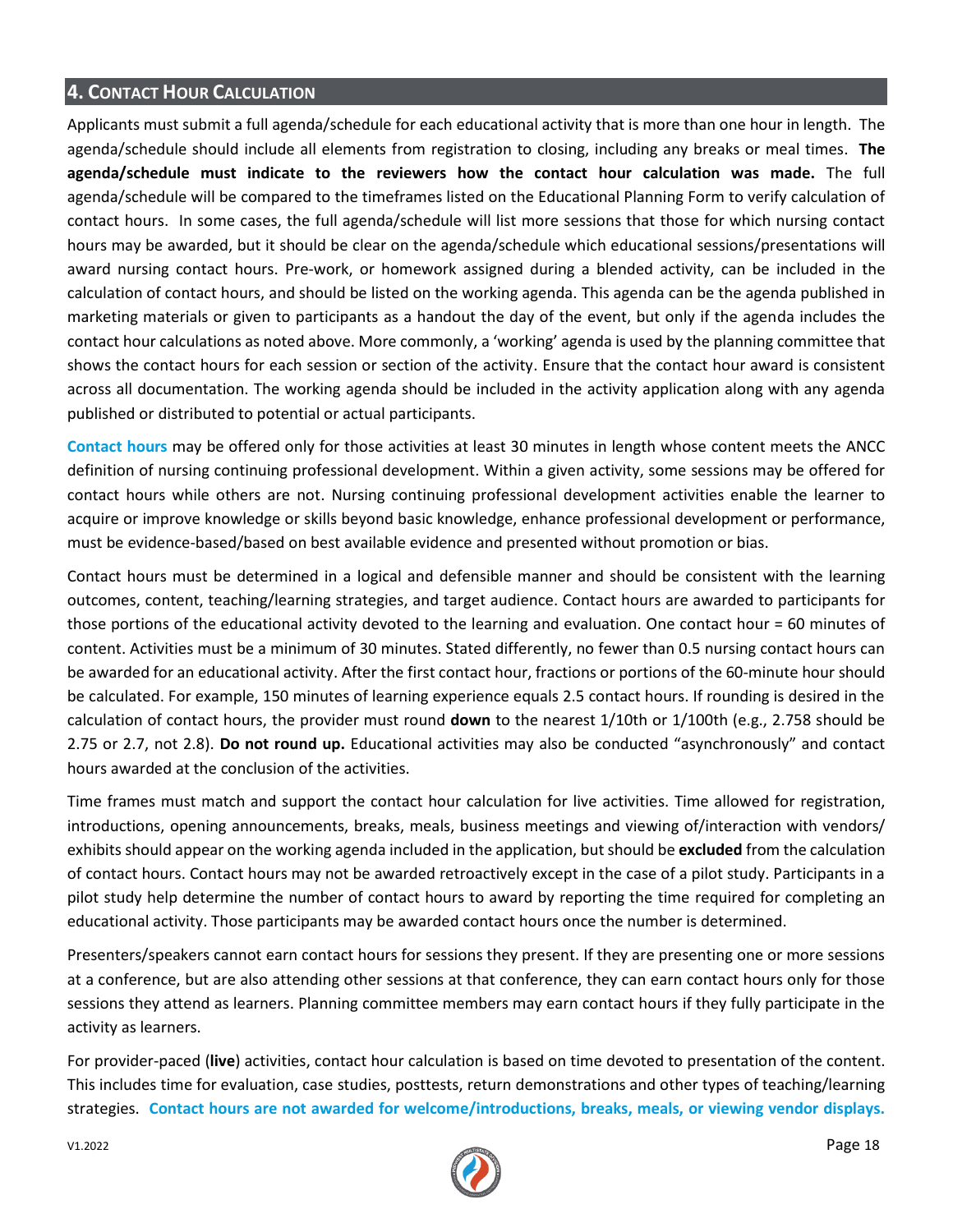## 4. Contact Hour Calculation

Applicants must submit a full agenda/schedule for each educational activity that is more than one hour in length. The agenda/schedule should include all elements from registration to closing, including any breaks or meal times. **The agenda/schedule must indicate to the reviewers how the contact hour calculation was made.** The full agenda/schedule will be compared to the timeframes listed on the Educational Planning Form to verify calculation of contact hours. In some cases, the full agenda/schedule will list more sessions that those for which nursing contact hours may be awarded, but it should be clear on the agenda/schedule which educational sessions/presentations will award nursing contact hours. Pre-work, or homework assigned during a blended activity, can be included in the calculation of contact hours, and should be listed on the working agenda. This agenda can be the agenda published in marketing materials or given to participants as a handout the day of the event, but only if the agenda includes the contact hour calculations as noted above. More commonly, a 'working' agenda is used by the planning committee that shows the contact hours for each session or section of the activity. Ensure that the contact hour award is consistent across all documentation. The working agenda should be included in the activity application along with any agenda published or distributed to potential or actual participants.

**Contact hours** may be offered only for those activities at least 30 minutes in length whose content meets the ANCC definition of nursing continuing professional development. Within a given activity, some sessions may be offered for contact hours while others are not. Nursing continuing professional development activities enable the learner to acquire or improve knowledge or skills beyond basic knowledge, enhance professional development or performance, must be evidence-based/based on best available evidence and presented without promotion or bias.

Contact hours must be determined in a logical and defensible manner and should be consistent with the learning outcomes, content, teaching/learning strategies, and target audience. Contact hours are awarded to participants for those portions of the educational activity devoted to the learning and evaluation. One contact hour = 60 minutes of content. Activities must be a minimum of 30 minutes. Stated differently, no fewer than 0.5 nursing contact hours can be awarded for an educational activity. After the first contact hour, fractions or portions of the 60-minute hour should be calculated. For example, 150 minutes of learning experience equals 2.5 contact hours. If rounding is desired in the calculation of contact hours, the provider must round **down** to the nearest 1/10th or 1/100th (e.g., 2.758 should be 2.75 or 2.7, not 2.8). **Do not round up.** Educational activities may also be conducted "asynchronously" and contact hours awarded at the conclusion of the activities.

Time frames must match and support the contact hour calculation for live activities. Time allowed for registration, introductions, opening announcements, breaks, meals, business meetings and viewing of/interaction with vendors/ exhibits should appear on the working agenda included in the application, but should be **excluded** from the calculation of contact hours. Contact hours may not be awarded retroactively except in the case of a pilot study. Participants in a pilot study help determine the number of contact hours to award by reporting the time required for completing an educational activity. Those participants may be awarded contact hours once the number is determined.

Presenters/speakers cannot earn contact hours for sessions they present. If they are presenting one or more sessions at a conference, but are also attending other sessions at that conference, they can earn contact hours only for those sessions they attend as learners. Planning committee members may earn contact hours if they fully participate in the activity as learners.

For provider-paced (**live**) activities, contact hour calculation is based on time devoted to presentation of the content. This includes time for evaluation, case studies, posttests, return demonstrations and other types of teaching/learning strategies. **Contact hours are not awarded for welcome/introductions, breaks, meals, or viewing vendor displays.**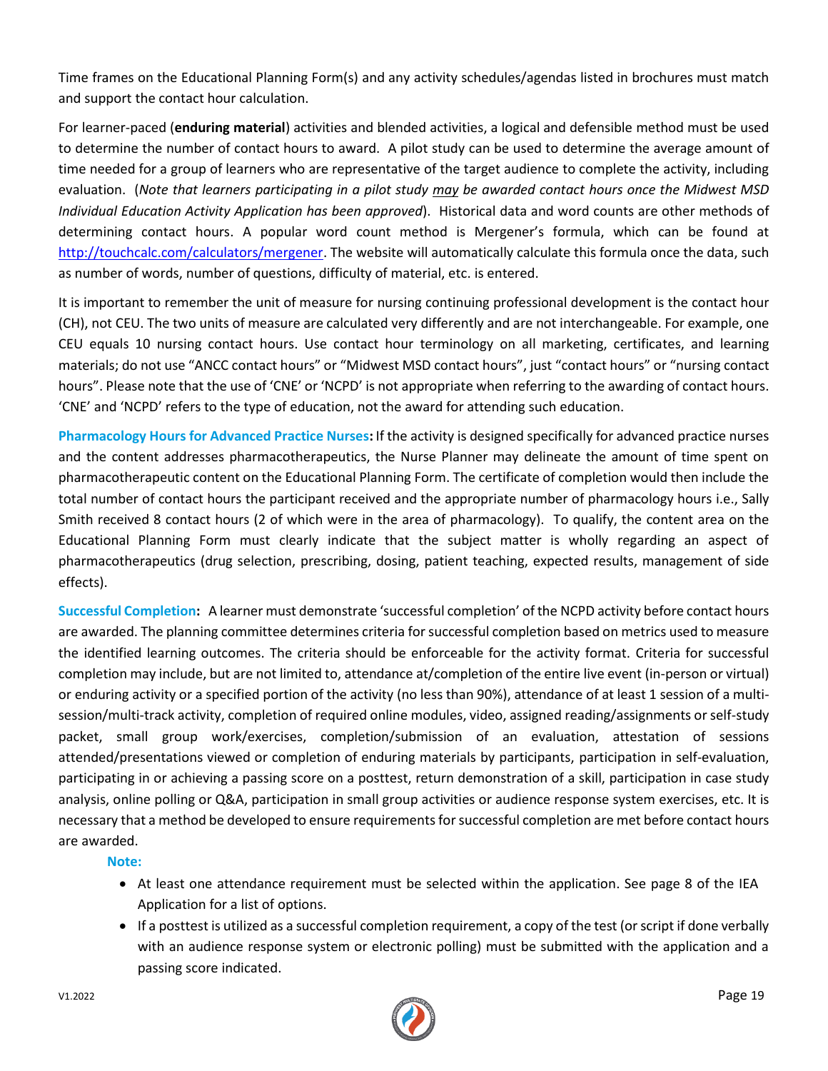Time frames on the Educational Planning Form(s) and any activity schedules/agendas listed in brochures must match and support the contact hour calculation.

For learner-paced (**enduring material**) activities and blended activities, a logical and defensible method must be used to determine the number of contact hours to award. A pilot study can be used to determine the average amount of time needed for a group of learners who are representative of the target audience to complete the activity, including evaluation. (*Note that learners participating in a pilot study may be awarded contact hours once the Midwest MSD Individual Education Activity Application has been approved*). Historical data and word counts are other methods of determining contact hours. A popular word count method is Mergener's formula, which can be found at http://touchcalc.com/calculators/mergener. The website will automatically calculate this formula once the data, such as number of words, number of questions, difficulty of material, etc. is entered.

It is important to remember the unit of measure for nursing continuing professional development is the contact hour (CH), not CEU. The two units of measure are calculated very differently and are not interchangeable. For example, one CEU equals 10 nursing contact hours. Use contact hour terminology on all marketing, certificates, and learning materials; do not use "ANCC contact hours" or "Midwest MSD contact hours", just "contact hours" or "nursing contact hours". Please note that the use of 'CNE' or 'NCPD' is not appropriate when referring to the awarding of contact hours. 'CNE' and 'NCPD' refers to the type of education, not the award for attending such education.

**Pharmacology Hours for Advanced Practice Nurses:** If the activity is designed specifically for advanced practice nurses and the content addresses pharmacotherapeutics, the Nurse Planner may delineate the amount of time spent on pharmacotherapeutic content on the Educational Planning Form. The certificate of completion would then include the total number of contact hours the participant received and the appropriate number of pharmacology hours i.e., Sally Smith received 8 contact hours (2 of which were in the area of pharmacology). To qualify, the content area on the Educational Planning Form must clearly indicate that the subject matter is wholly regarding an aspect of pharmacotherapeutics (drug selection, prescribing, dosing, patient teaching, expected results, management of side effects).

**Successful Completion:** A learner must demonstrate 'successful completion' of the NCPD activity before contact hours are awarded. The planning committee determines criteria for successful completion based on metrics used to measure the identified learning outcomes. The criteria should be enforceable for the activity format. Criteria for successful completion may include, but are not limited to, attendance at/completion of the entire live event (in-person or virtual) or enduring activity or a specified portion of the activity (no less than 90%), attendance of at least 1 session of a multi-session/multi-track activity, completion of required online modules, video, assigned reading/assignments or self-study packet, small group work/exercises, completion/submission of an evaluation, attestation of sessions attended/presentations viewed or completion of enduring materials by participants, participation in self-evaluation, participating in or achieving a passing score on a posttest, return demonstration of a skill, participation in case study analysis, online polling or Q&A, participation in small group activities or audience response system exercises, etc. It is necessary that a method be developed to ensure requirements for successful completion are met before contact hours are awarded.

**Note:**

- At least one attendance requirement must be selected within the application. See page 8 of the IEA Application for a list of options.
- If a posttest is utilized as a successful completion requirement, a copy of the test (or script if done verbally with an audience response system or electronic polling) must be submitted with the application and a passing score indicated.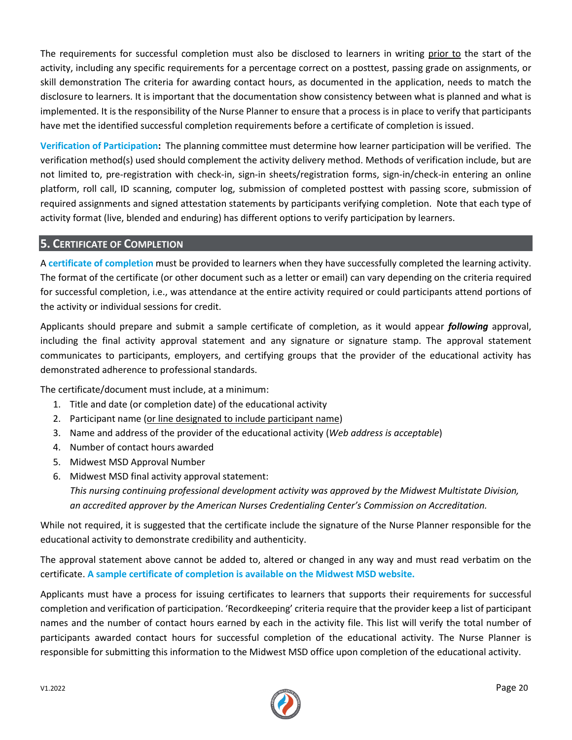The requirements for successful completion must also be disclosed to learners in writing prior to the start of the activity, including any specific requirements for a percentage correct on a posttest, passing grade on assignments, or skill demonstration The criteria for awarding contact hours, as documented in the application, needs to match the disclosure to learners. It is important that the documentation show consistency between what is planned and what is implemented. It is the responsibility of the Nurse Planner to ensure that a process is in place to verify that participants have met the identified successful completion requirements before a certificate of completion is issued.

**Verification of Participation:** The planning committee must determine how learner participation will be verified. The verification method(s) used should complement the activity delivery method. Methods of verification include, but are not limited to, pre-registration with check-in, sign-in sheets/registration forms, sign-in/check-in entering an online platform, roll call, ID scanning, computer log, submission of completed posttest with passing score, submission of required assignments and signed attestation statements by participants verifying completion. Note that each type of activity format (live, blended and enduring) has different options to verify participation by learners.

## 5. Certificate of Completion

A **certificate of completion** must be provided to learners when they have successfully completed the learning activity. The format of the certificate (or other document such as a letter or email) can vary depending on the criteria required for successful completion, i.e., was attendance at the entire activity required or could participants attend portions of the activity or individual sessions for credit.

Applicants should prepare and submit a sample certificate of completion, as it would appear ***following*** approval, including the final activity approval statement and any signature or signature stamp. The approval statement communicates to participants, employers, and certifying groups that the provider of the educational activity has demonstrated adherence to professional standards.

The certificate/document must include, at a minimum:

1. Title and date (or completion date) of the educational activity
2. Participant name (or line designated to include participant name)
3. Name and address of the provider of the educational activity (*Web address is acceptable*)
4. Number of contact hours awarded
5. Midwest MSD Approval Number
6. Midwest MSD final activity approval statement:
   *This nursing continuing professional development activity was approved by the Midwest Multistate Division, an accredited approver by the American Nurses Credentialing Center's Commission on Accreditation.*

While not required, it is suggested that the certificate include the signature of the Nurse Planner responsible for the educational activity to demonstrate credibility and authenticity.

The approval statement above cannot be added to, altered or changed in any way and must read verbatim on the certificate. **A sample certificate of completion is available on the Midwest MSD website.**

Applicants must have a process for issuing certificates to learners that supports their requirements for successful completion and verification of participation. 'Recordkeeping' criteria require that the provider keep a list of participant names and the number of contact hours earned by each in the activity file. This list will verify the total number of participants awarded contact hours for successful completion of the educational activity. The Nurse Planner is responsible for submitting this information to the Midwest MSD office upon completion of the educational activity.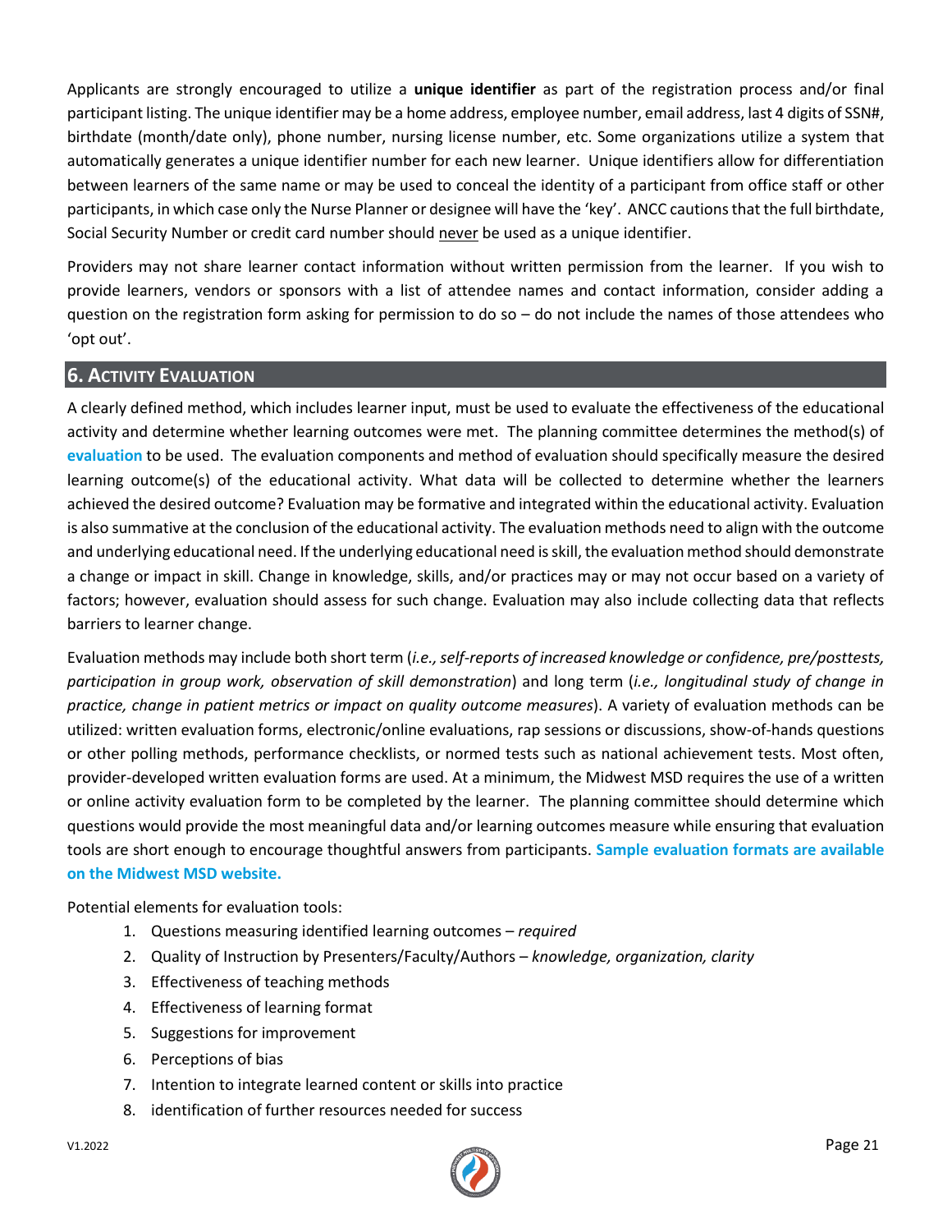Applicants are strongly encouraged to utilize a **unique identifier** as part of the registration process and/or final participant listing. The unique identifier may be a home address, employee number, email address, last 4 digits of SSN#, birthdate (month/date only), phone number, nursing license number, etc. Some organizations utilize a system that automatically generates a unique identifier number for each new learner. Unique identifiers allow for differentiation between learners of the same name or may be used to conceal the identity of a participant from office staff or other participants, in which case only the Nurse Planner or designee will have the 'key'. ANCC cautions that the full birthdate, Social Security Number or credit card number should never be used as a unique identifier.

Providers may not share learner contact information without written permission from the learner. If you wish to provide learners, vendors or sponsors with a list of attendee names and contact information, consider adding a question on the registration form asking for permission to do so – do not include the names of those attendees who 'opt out'.

## 6. Activity Evaluation

A clearly defined method, which includes learner input, must be used to evaluate the effectiveness of the educational activity and determine whether learning outcomes were met. The planning committee determines the method(s) of **evaluation** to be used. The evaluation components and method of evaluation should specifically measure the desired learning outcome(s) of the educational activity. What data will be collected to determine whether the learners achieved the desired outcome? Evaluation may be formative and integrated within the educational activity. Evaluation is also summative at the conclusion of the educational activity. The evaluation methods need to align with the outcome and underlying educational need. If the underlying educational need is skill, the evaluation method should demonstrate a change or impact in skill. Change in knowledge, skills, and/or practices may or may not occur based on a variety of factors; however, evaluation should assess for such change. Evaluation may also include collecting data that reflects barriers to learner change.

Evaluation methods may include both short term (*i.e., self-reports of increased knowledge or confidence, pre/posttests, participation in group work, observation of skill demonstration*) and long term (*i.e., longitudinal study of change in practice, change in patient metrics or impact on quality outcome measures*). A variety of evaluation methods can be utilized: written evaluation forms, electronic/online evaluations, rap sessions or discussions, show-of-hands questions or other polling methods, performance checklists, or normed tests such as national achievement tests. Most often, provider-developed written evaluation forms are used. At a minimum, the Midwest MSD requires the use of a written or online activity evaluation form to be completed by the learner. The planning committee should determine which questions would provide the most meaningful data and/or learning outcomes measure while ensuring that evaluation tools are short enough to encourage thoughtful answers from participants. **Sample evaluation formats are available on the Midwest MSD website.**

Potential elements for evaluation tools:

1. Questions measuring identified learning outcomes – *required*
2. Quality of Instruction by Presenters/Faculty/Authors – *knowledge, organization, clarity*
3. Effectiveness of teaching methods
4. Effectiveness of learning format
5. Suggestions for improvement
6. Perceptions of bias
7. Intention to integrate learned content or skills into practice
8. identification of further resources needed for success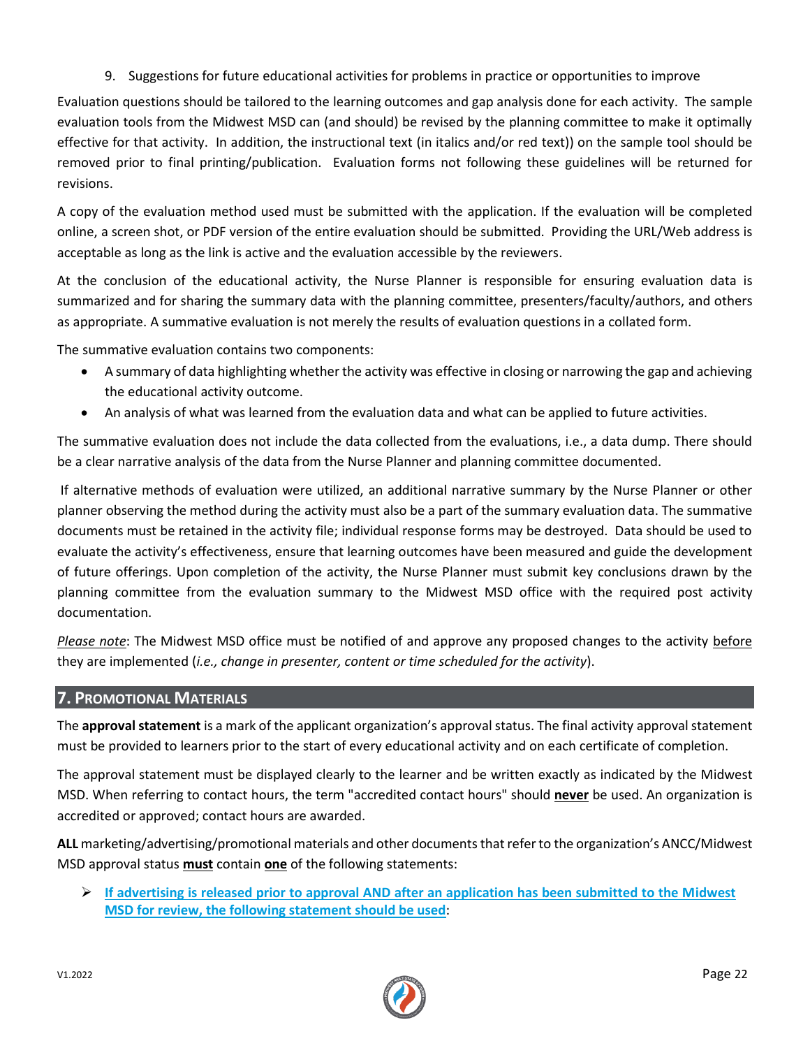9. Suggestions for future educational activities for problems in practice or opportunities to improve

Evaluation questions should be tailored to the learning outcomes and gap analysis done for each activity. The sample evaluation tools from the Midwest MSD can (and should) be revised by the planning committee to make it optimally effective for that activity. In addition, the instructional text (in italics and/or red text)) on the sample tool should be removed prior to final printing/publication. Evaluation forms not following these guidelines will be returned for revisions.

A copy of the evaluation method used must be submitted with the application. If the evaluation will be completed online, a screen shot, or PDF version of the entire evaluation should be submitted. Providing the URL/Web address is acceptable as long as the link is active and the evaluation accessible by the reviewers.

At the conclusion of the educational activity, the Nurse Planner is responsible for ensuring evaluation data is summarized and for sharing the summary data with the planning committee, presenters/faculty/authors, and others as appropriate. A summative evaluation is not merely the results of evaluation questions in a collated form.

The summative evaluation contains two components:

- A summary of data highlighting whether the activity was effective in closing or narrowing the gap and achieving the educational activity outcome.
- An analysis of what was learned from the evaluation data and what can be applied to future activities.

The summative evaluation does not include the data collected from the evaluations, i.e., a data dump. There should be a clear narrative analysis of the data from the Nurse Planner and planning committee documented.

If alternative methods of evaluation were utilized, an additional narrative summary by the Nurse Planner or other planner observing the method during the activity must also be a part of the summary evaluation data. The summative documents must be retained in the activity file; individual response forms may be destroyed. Data should be used to evaluate the activity's effectiveness, ensure that learning outcomes have been measured and guide the development of future offerings. Upon completion of the activity, the Nurse Planner must submit key conclusions drawn by the planning committee from the evaluation summary to the Midwest MSD office with the required post activity documentation.

*Please note*: The Midwest MSD office must be notified of and approve any proposed changes to the activity <u>before</u> they are implemented (*i.e., change in presenter, content or time scheduled for the activity*).

## 7. Promotional Materials

The **approval statement** is a mark of the applicant organization's approval status. The final activity approval statement must be provided to learners prior to the start of every educational activity and on each certificate of completion.

The approval statement must be displayed clearly to the learner and be written exactly as indicated by the Midwest MSD. When referring to contact hours, the term "accredited contact hours" should **<u>never</u>** be used. An organization is accredited or approved; contact hours are awarded.

**ALL** marketing/advertising/promotional materials and other documents that refer to the organization's ANCC/Midwest MSD approval status **<u>must</u>** contain **<u>one</u>** of the following statements:

- **<u>If advertising is released prior to approval AND after an application has been submitted to the Midwest MSD for review, the following statement should be used</u>**: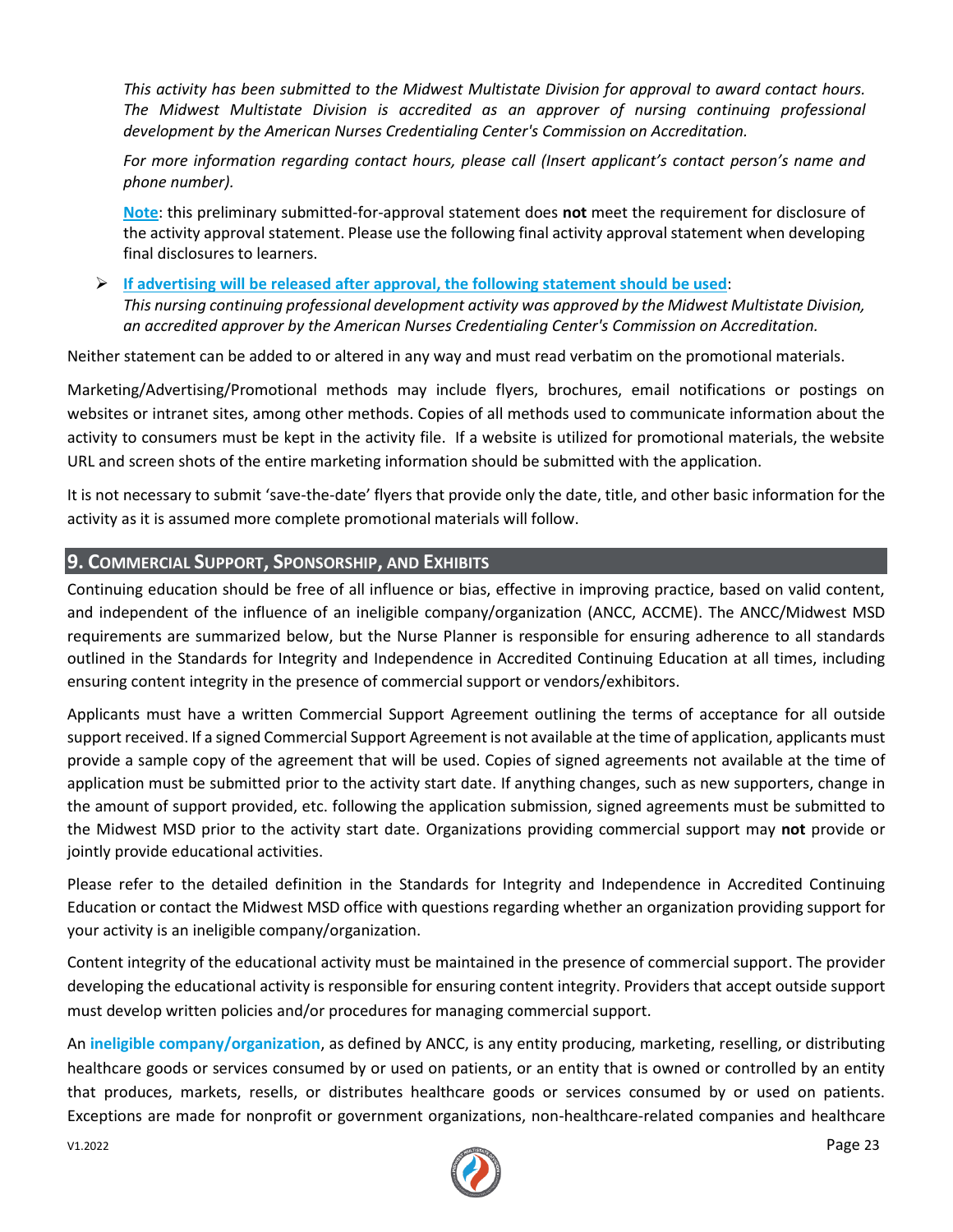*This activity has been submitted to the Midwest Multistate Division for approval to award contact hours. The Midwest Multistate Division is accredited as an approver of nursing continuing professional development by the American Nurses Credentialing Center's Commission on Accreditation.*

*For more information regarding contact hours, please call (Insert applicant's contact person's name and phone number).*

**Note**: this preliminary submitted-for-approval statement does **not** meet the requirement for disclosure of the activity approval statement. Please use the following final activity approval statement when developing final disclosures to learners.

- **If advertising will be released after approval, the following statement should be used**:
  *This nursing continuing professional development activity was approved by the Midwest Multistate Division, an accredited approver by the American Nurses Credentialing Center's Commission on Accreditation.*

Neither statement can be added to or altered in any way and must read verbatim on the promotional materials.

Marketing/Advertising/Promotional methods may include flyers, brochures, email notifications or postings on websites or intranet sites, among other methods. Copies of all methods used to communicate information about the activity to consumers must be kept in the activity file. If a website is utilized for promotional materials, the website URL and screen shots of the entire marketing information should be submitted with the application.

It is not necessary to submit 'save-the-date' flyers that provide only the date, title, and other basic information for the activity as it is assumed more complete promotional materials will follow.

## 9. Commercial Support, Sponsorship, and Exhibits

Continuing education should be free of all influence or bias, effective in improving practice, based on valid content, and independent of the influence of an ineligible company/organization (ANCC, ACCME). The ANCC/Midwest MSD requirements are summarized below, but the Nurse Planner is responsible for ensuring adherence to all standards outlined in the Standards for Integrity and Independence in Accredited Continuing Education at all times, including ensuring content integrity in the presence of commercial support or vendors/exhibitors.

Applicants must have a written Commercial Support Agreement outlining the terms of acceptance for all outside support received. If a signed Commercial Support Agreement is not available at the time of application, applicants must provide a sample copy of the agreement that will be used. Copies of signed agreements not available at the time of application must be submitted prior to the activity start date. If anything changes, such as new supporters, change in the amount of support provided, etc. following the application submission, signed agreements must be submitted to the Midwest MSD prior to the activity start date. Organizations providing commercial support may **not** provide or jointly provide educational activities.

Please refer to the detailed definition in the Standards for Integrity and Independence in Accredited Continuing Education or contact the Midwest MSD office with questions regarding whether an organization providing support for your activity is an ineligible company/organization.

Content integrity of the educational activity must be maintained in the presence of commercial support. The provider developing the educational activity is responsible for ensuring content integrity. Providers that accept outside support must develop written policies and/or procedures for managing commercial support.

An **ineligible company/organization**, as defined by ANCC, is any entity producing, marketing, reselling, or distributing healthcare goods or services consumed by or used on patients, or an entity that is owned or controlled by an entity that produces, markets, resells, or distributes healthcare goods or services consumed by or used on patients. Exceptions are made for nonprofit or government organizations, non-healthcare-related companies and healthcare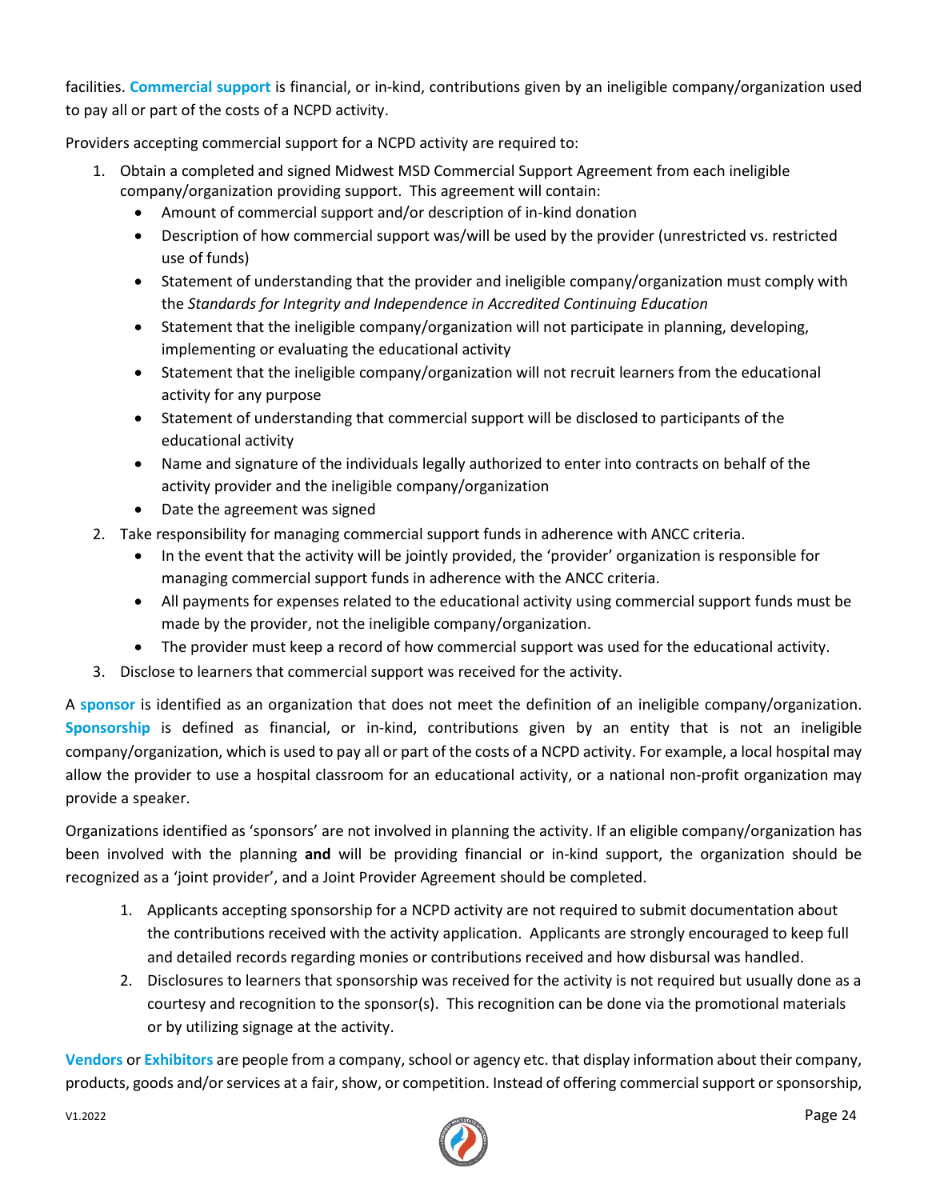facilities. **Commercial support** is financial, or in-kind, contributions given by an ineligible company/organization used to pay all or part of the costs of a NCPD activity.

Providers accepting commercial support for a NCPD activity are required to:

1. Obtain a completed and signed Midwest MSD Commercial Support Agreement from each ineligible company/organization providing support. This agreement will contain:
   - Amount of commercial support and/or description of in-kind donation
   - Description of how commercial support was/will be used by the provider (unrestricted vs. restricted use of funds)
   - Statement of understanding that the provider and ineligible company/organization must comply with the *Standards for Integrity and Independence in Accredited Continuing Education*
   - Statement that the ineligible company/organization will not participate in planning, developing, implementing or evaluating the educational activity
   - Statement that the ineligible company/organization will not recruit learners from the educational activity for any purpose
   - Statement of understanding that commercial support will be disclosed to participants of the educational activity
   - Name and signature of the individuals legally authorized to enter into contracts on behalf of the activity provider and the ineligible company/organization
   - Date the agreement was signed
2. Take responsibility for managing commercial support funds in adherence with ANCC criteria.
   - In the event that the activity will be jointly provided, the 'provider' organization is responsible for managing commercial support funds in adherence with the ANCC criteria.
   - All payments for expenses related to the educational activity using commercial support funds must be made by the provider, not the ineligible company/organization.
   - The provider must keep a record of how commercial support was used for the educational activity.
3. Disclose to learners that commercial support was received for the activity.

A **sponsor** is identified as an organization that does not meet the definition of an ineligible company/organization. **Sponsorship** is defined as financial, or in-kind, contributions given by an entity that is not an ineligible company/organization, which is used to pay all or part of the costs of a NCPD activity. For example, a local hospital may allow the provider to use a hospital classroom for an educational activity, or a national non-profit organization may provide a speaker.

Organizations identified as 'sponsors' are not involved in planning the activity. If an eligible company/organization has been involved with the planning **and** will be providing financial or in-kind support, the organization should be recognized as a 'joint provider', and a Joint Provider Agreement should be completed.

1. Applicants accepting sponsorship for a NCPD activity are not required to submit documentation about the contributions received with the activity application. Applicants are strongly encouraged to keep full and detailed records regarding monies or contributions received and how disbursal was handled.
2. Disclosures to learners that sponsorship was received for the activity is not required but usually done as a courtesy and recognition to the sponsor(s). This recognition can be done via the promotional materials or by utilizing signage at the activity.

**Vendors** or **Exhibitors** are people from a company, school or agency etc. that display information about their company, products, goods and/or services at a fair, show, or competition. Instead of offering commercial support or sponsorship,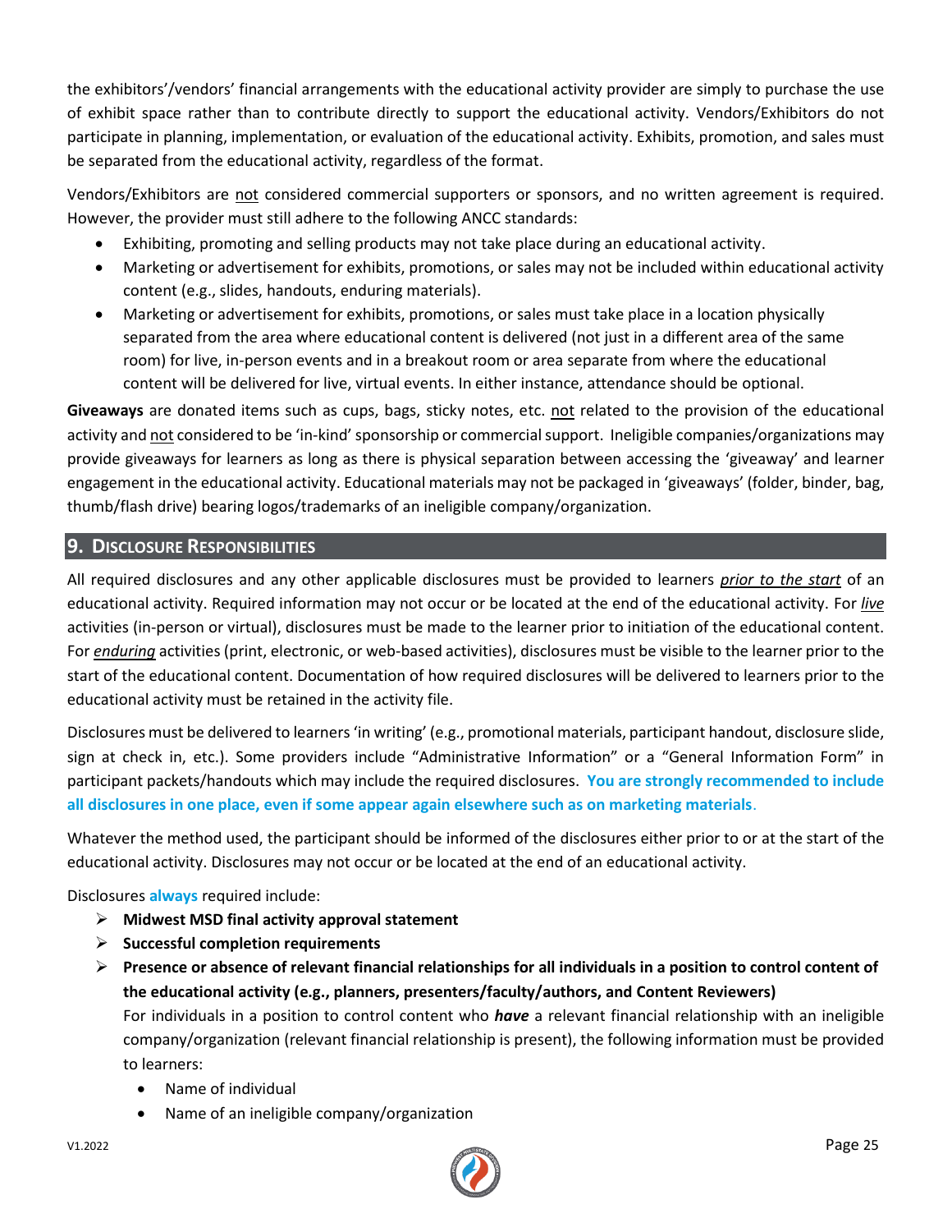the exhibitors'/vendors' financial arrangements with the educational activity provider are simply to purchase the use of exhibit space rather than to contribute directly to support the educational activity. Vendors/Exhibitors do not participate in planning, implementation, or evaluation of the educational activity. Exhibits, promotion, and sales must be separated from the educational activity, regardless of the format.

Vendors/Exhibitors are not considered commercial supporters or sponsors, and no written agreement is required. However, the provider must still adhere to the following ANCC standards:

- Exhibiting, promoting and selling products may not take place during an educational activity.
- Marketing or advertisement for exhibits, promotions, or sales may not be included within educational activity content (e.g., slides, handouts, enduring materials).
- Marketing or advertisement for exhibits, promotions, or sales must take place in a location physically separated from the area where educational content is delivered (not just in a different area of the same room) for live, in-person events and in a breakout room or area separate from where the educational content will be delivered for live, virtual events. In either instance, attendance should be optional.

**Giveaways** are donated items such as cups, bags, sticky notes, etc. not related to the provision of the educational activity and not considered to be 'in-kind' sponsorship or commercial support. Ineligible companies/organizations may provide giveaways for learners as long as there is physical separation between accessing the 'giveaway' and learner engagement in the educational activity. Educational materials may not be packaged in 'giveaways' (folder, binder, bag, thumb/flash drive) bearing logos/trademarks of an ineligible company/organization.

## 9. Disclosure Responsibilities

All required disclosures and any other applicable disclosures must be provided to learners ***prior to the start*** of an educational activity. Required information may not occur or be located at the end of the educational activity. For ***live*** activities (in-person or virtual), disclosures must be made to the learner prior to initiation of the educational content. For ***enduring*** activities (print, electronic, or web-based activities), disclosures must be visible to the learner prior to the start of the educational content. Documentation of how required disclosures will be delivered to learners prior to the educational activity must be retained in the activity file.

Disclosures must be delivered to learners 'in writing' (e.g., promotional materials, participant handout, disclosure slide, sign at check in, etc.). Some providers include "Administrative Information" or a "General Information Form" in participant packets/handouts which may include the required disclosures. **You are strongly recommended to include all disclosures in one place, even if some appear again elsewhere such as on marketing materials**.

Whatever the method used, the participant should be informed of the disclosures either prior to or at the start of the educational activity. Disclosures may not occur or be located at the end of an educational activity.

Disclosures **always** required include:

- **Midwest MSD final activity approval statement**
- **Successful completion requirements**
- **Presence or absence of relevant financial relationships for all individuals in a position to control content of the educational activity (e.g., planners, presenters/faculty/authors, and Content Reviewers)**
  For individuals in a position to control content who ***have*** a relevant financial relationship with an ineligible company/organization (relevant financial relationship is present), the following information must be provided to learners:
  - Name of individual
  - Name of an ineligible company/organization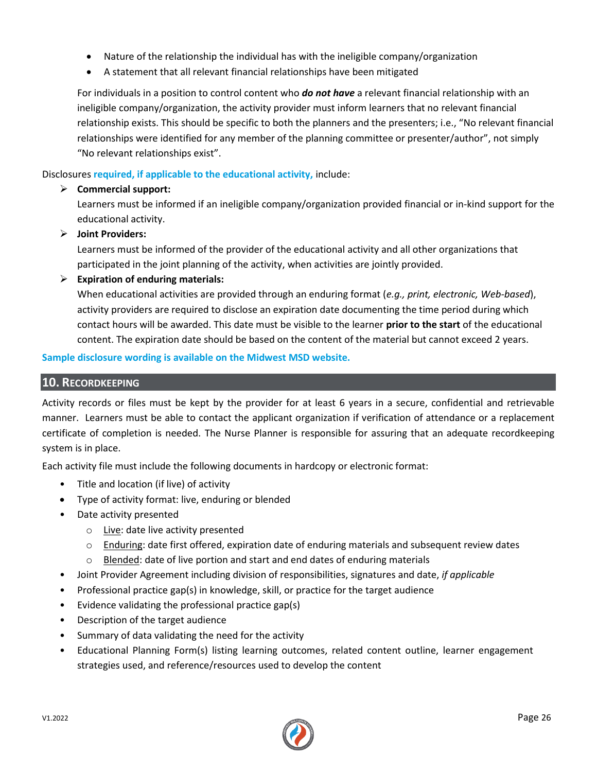- Nature of the relationship the individual has with the ineligible company/organization
- A statement that all relevant financial relationships have been mitigated

For individuals in a position to control content who ***do not have*** a relevant financial relationship with an ineligible company/organization, the activity provider must inform learners that no relevant financial relationship exists. This should be specific to both the planners and the presenters; i.e., "No relevant financial relationships were identified for any member of the planning committee or presenter/author", not simply "No relevant relationships exist".

Disclosures **required, if applicable to the educational activity,** include:

- **Commercial support:**
  Learners must be informed if an ineligible company/organization provided financial or in-kind support for the educational activity.
- **Joint Providers:**
  Learners must be informed of the provider of the educational activity and all other organizations that participated in the joint planning of the activity, when activities are jointly provided.
- **Expiration of enduring materials:**
  When educational activities are provided through an enduring format (*e.g., print, electronic, Web-based*), activity providers are required to disclose an expiration date documenting the time period during which contact hours will be awarded. This date must be visible to the learner **prior to the start** of the educational content. The expiration date should be based on the content of the material but cannot exceed 2 years.

**Sample disclosure wording is available on the Midwest MSD website.**

## 10. Recordkeeping

Activity records or files must be kept by the provider for at least 6 years in a secure, confidential and retrievable manner. Learners must be able to contact the applicant organization if verification of attendance or a replacement certificate of completion is needed. The Nurse Planner is responsible for assuring that an adequate recordkeeping system is in place.

Each activity file must include the following documents in hardcopy or electronic format:

- Title and location (if live) of activity
- Type of activity format: live, enduring or blended
- Date activity presented
  - Live: date live activity presented
  - Enduring: date first offered, expiration date of enduring materials and subsequent review dates
  - Blended: date of live portion and start and end dates of enduring materials
- Joint Provider Agreement including division of responsibilities, signatures and date, *if applicable*
- Professional practice gap(s) in knowledge, skill, or practice for the target audience
- Evidence validating the professional practice gap(s)
- Description of the target audience
- Summary of data validating the need for the activity
- Educational Planning Form(s) listing learning outcomes, related content outline, learner engagement strategies used, and reference/resources used to develop the content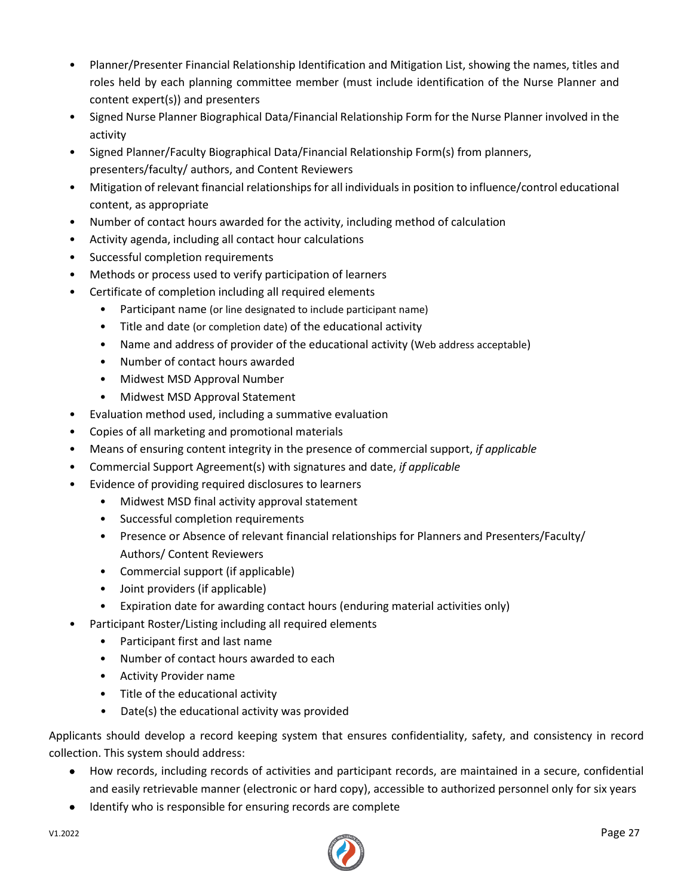- Planner/Presenter Financial Relationship Identification and Mitigation List, showing the names, titles and roles held by each planning committee member (must include identification of the Nurse Planner and content expert(s)) and presenters
- Signed Nurse Planner Biographical Data/Financial Relationship Form for the Nurse Planner involved in the activity
- Signed Planner/Faculty Biographical Data/Financial Relationship Form(s) from planners, presenters/faculty/ authors, and Content Reviewers
- Mitigation of relevant financial relationships for all individuals in position to influence/control educational content, as appropriate
- Number of contact hours awarded for the activity, including method of calculation
- Activity agenda, including all contact hour calculations
- Successful completion requirements
- Methods or process used to verify participation of learners
- Certificate of completion including all required elements
  - Participant name (or line designated to include participant name)
  - Title and date (or completion date) of the educational activity
  - Name and address of provider of the educational activity (Web address acceptable)
  - Number of contact hours awarded
  - Midwest MSD Approval Number
  - Midwest MSD Approval Statement
- Evaluation method used, including a summative evaluation
- Copies of all marketing and promotional materials
- Means of ensuring content integrity in the presence of commercial support, *if applicable*
- Commercial Support Agreement(s) with signatures and date, *if applicable*
- Evidence of providing required disclosures to learners
  - Midwest MSD final activity approval statement
  - Successful completion requirements
  - Presence or Absence of relevant financial relationships for Planners and Presenters/Faculty/ Authors/ Content Reviewers
  - Commercial support (if applicable)
  - Joint providers (if applicable)
  - Expiration date for awarding contact hours (enduring material activities only)
- Participant Roster/Listing including all required elements
  - Participant first and last name
  - Number of contact hours awarded to each
  - Activity Provider name
  - Title of the educational activity
  - Date(s) the educational activity was provided

Applicants should develop a record keeping system that ensures confidentiality, safety, and consistency in record collection. This system should address:

- How records, including records of activities and participant records, are maintained in a secure, confidential and easily retrievable manner (electronic or hard copy), accessible to authorized personnel only for six years
- Identify who is responsible for ensuring records are complete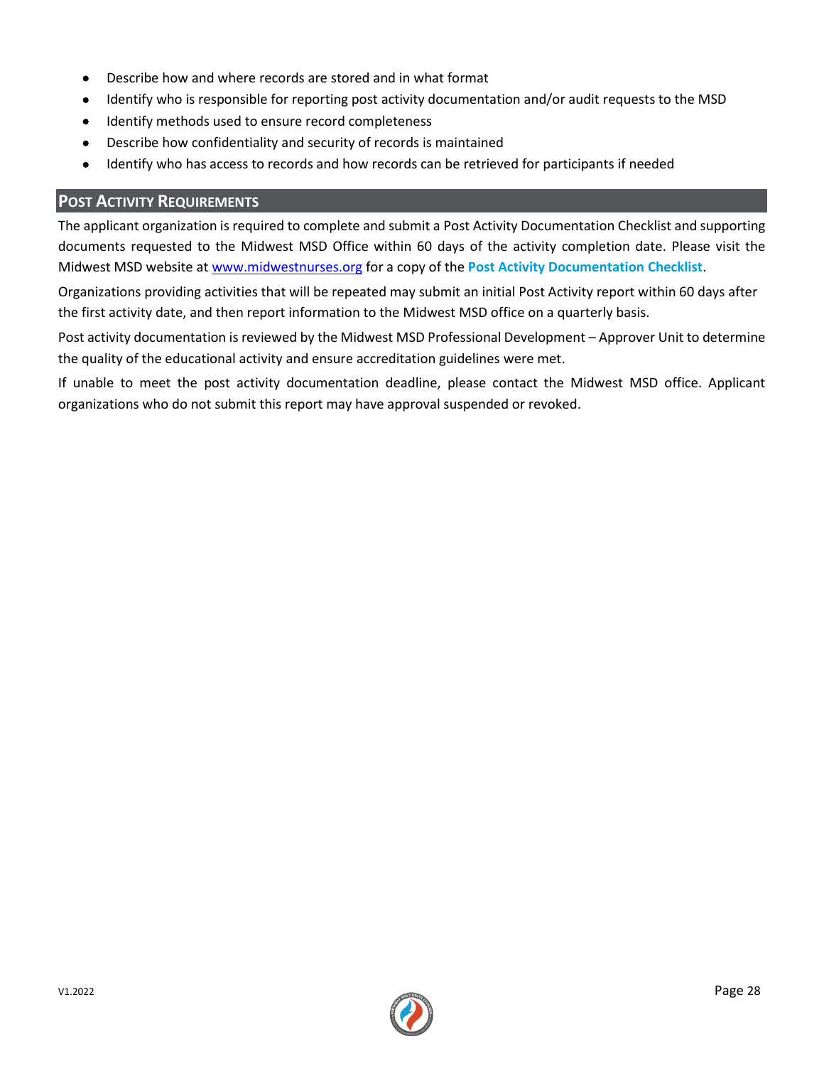- Describe how and where records are stored and in what format
- Identify who is responsible for reporting post activity documentation and/or audit requests to the MSD
- Identify methods used to ensure record completeness
- Describe how confidentiality and security of records is maintained
- Identify who has access to records and how records can be retrieved for participants if needed

## POST ACTIVITY REQUIREMENTS

The applicant organization is required to complete and submit a Post Activity Documentation Checklist and supporting documents requested to the Midwest MSD Office within 60 days of the activity completion date. Please visit the Midwest MSD website at www.midwestnurses.org for a copy of the **Post Activity Documentation Checklist**.

Organizations providing activities that will be repeated may submit an initial Post Activity report within 60 days after the first activity date, and then report information to the Midwest MSD office on a quarterly basis.

Post activity documentation is reviewed by the Midwest MSD Professional Development – Approver Unit to determine the quality of the educational activity and ensure accreditation guidelines were met.

If unable to meet the post activity documentation deadline, please contact the Midwest MSD office. Applicant organizations who do not submit this report may have approval suspended or revoked.